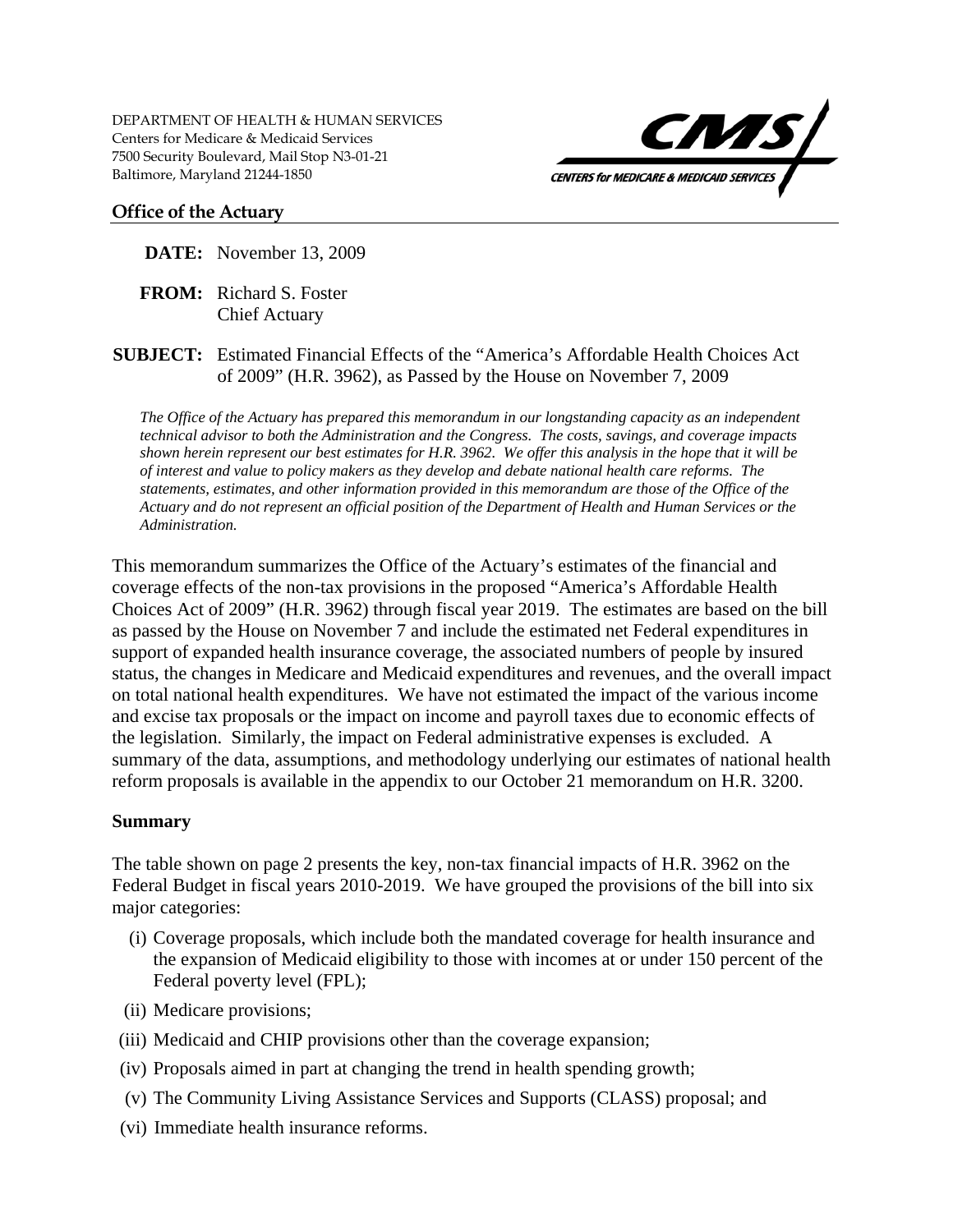DEPARTMENT OF HEALTH & HUMAN SERVICES
Centers for Medicare & Medicaid Services
7500 Security Boulevard, Mail Stop N3-01-21
Baltimore, Maryland 21244-1850

CMS
CENTERS for MEDICARE & MEDICAID SERVICES

**Office of the Actuary**

**DATE:** November 13, 2009

**FROM:** Richard S. Foster
Chief Actuary

**SUBJECT:** Estimated Financial Effects of the "America's Affordable Health Choices Act of 2009" (H.R. 3962), as Passed by the House on November 7, 2009

*The Office of the Actuary has prepared this memorandum in our longstanding capacity as an independent technical advisor to both the Administration and the Congress. The costs, savings, and coverage impacts shown herein represent our best estimates for H.R. 3962. We offer this analysis in the hope that it will be of interest and value to policy makers as they develop and debate national health care reforms. The statements, estimates, and other information provided in this memorandum are those of the Office of the Actuary and do not represent an official position of the Department of Health and Human Services or the Administration.*

This memorandum summarizes the Office of the Actuary's estimates of the financial and coverage effects of the non-tax provisions in the proposed "America's Affordable Health Choices Act of 2009" (H.R. 3962) through fiscal year 2019. The estimates are based on the bill as passed by the House on November 7 and include the estimated net Federal expenditures in support of expanded health insurance coverage, the associated numbers of people by insured status, the changes in Medicare and Medicaid expenditures and revenues, and the overall impact on total national health expenditures. We have not estimated the impact of the various income and excise tax proposals or the impact on income and payroll taxes due to economic effects of the legislation. Similarly, the impact on Federal administrative expenses is excluded. A summary of the data, assumptions, and methodology underlying our estimates of national health reform proposals is available in the appendix to our October 21 memorandum on H.R. 3200.

## Summary

The table shown on page 2 presents the key, non-tax financial impacts of H.R. 3962 on the Federal Budget in fiscal years 2010-2019. We have grouped the provisions of the bill into six major categories:

(i) Coverage proposals, which include both the mandated coverage for health insurance and the expansion of Medicaid eligibility to those with incomes at or under 150 percent of the Federal poverty level (FPL);

(ii) Medicare provisions;

(iii) Medicaid and CHIP provisions other than the coverage expansion;

(iv) Proposals aimed in part at changing the trend in health spending growth;

(v) The Community Living Assistance Services and Supports (CLASS) proposal; and

(vi) Immediate health insurance reforms.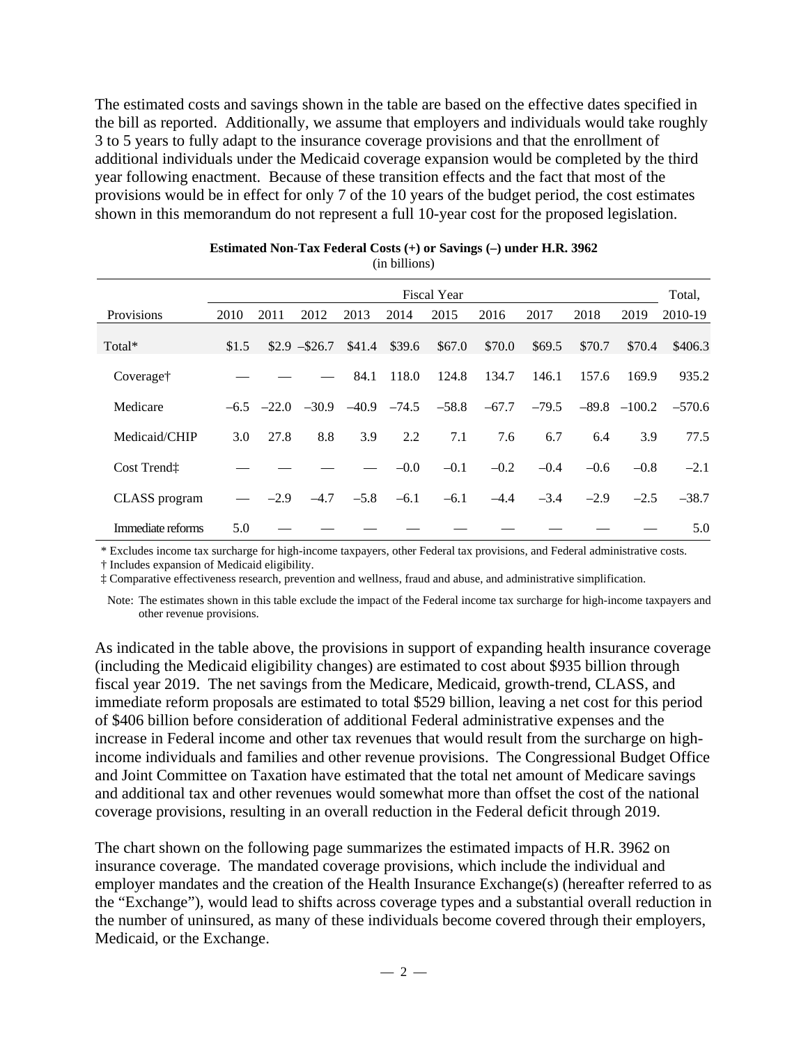The estimated costs and savings shown in the table are based on the effective dates specified in the bill as reported. Additionally, we assume that employers and individuals would take roughly 3 to 5 years to fully adapt to the insurance coverage provisions and that the enrollment of additional individuals under the Medicaid coverage expansion would be completed by the third year following enactment. Because of these transition effects and the fact that most of the provisions would be in effect for only 7 of the 10 years of the budget period, the cost estimates shown in this memorandum do not represent a full 10-year cost for the proposed legislation.

**Estimated Non-Tax Federal Costs (+) or Savings (–) under H.R. 3962**
(in billions)

| | Fiscal Year | | | | | | | | | | Total, |
|---|---|---|---|---|---|---|---|---|---|---|---|
| Provisions | 2010 | 2011 | 2012 | 2013 | 2014 | 2015 | 2016 | 2017 | 2018 | 2019 | 2010-19 |
| Total* | $1.5 | $2.9 | –$26.7 | $41.4 | $39.6 | $67.0 | $70.0 | $69.5 | $70.7 | $70.4 | $406.3 |
| Coverage† | — | — | — | 84.1 | 118.0 | 124.8 | 134.7 | 146.1 | 157.6 | 169.9 | 935.2 |
| Medicare | –6.5 | –22.0 | –30.9 | –40.9 | –74.5 | –58.8 | –67.7 | –79.5 | –89.8 | –100.2 | –570.6 |
| Medicaid/CHIP | 3.0 | 27.8 | 8.8 | 3.9 | 2.2 | 7.1 | 7.6 | 6.7 | 6.4 | 3.9 | 77.5 |
| Cost Trend‡ | — | — | — | — | –0.0 | –0.1 | –0.2 | –0.4 | –0.6 | –0.8 | –2.1 |
| CLASS program | — | –2.9 | –4.7 | –5.8 | –6.1 | –6.1 | –4.4 | –3.4 | –2.9 | –2.5 | –38.7 |
| Immediate reforms | 5.0 | — | — | — | — | — | — | — | — | — | 5.0 |

\* Excludes income tax surcharge for high-income taxpayers, other Federal tax provisions, and Federal administrative costs.
† Includes expansion of Medicaid eligibility.
‡ Comparative effectiveness research, prevention and wellness, fraud and abuse, and administrative simplification.

Note: The estimates shown in this table exclude the impact of the Federal income tax surcharge for high-income taxpayers and other revenue provisions.

As indicated in the table above, the provisions in support of expanding health insurance coverage (including the Medicaid eligibility changes) are estimated to cost about $935 billion through fiscal year 2019. The net savings from the Medicare, Medicaid, growth-trend, CLASS, and immediate reform proposals are estimated to total $529 billion, leaving a net cost for this period of $406 billion before consideration of additional Federal administrative expenses and the increase in Federal income and other tax revenues that would result from the surcharge on high-income individuals and families and other revenue provisions. The Congressional Budget Office and Joint Committee on Taxation have estimated that the total net amount of Medicare savings and additional tax and other revenues would somewhat more than offset the cost of the national coverage provisions, resulting in an overall reduction in the Federal deficit through 2019.

The chart shown on the following page summarizes the estimated impacts of H.R. 3962 on insurance coverage. The mandated coverage provisions, which include the individual and employer mandates and the creation of the Health Insurance Exchange(s) (hereafter referred to as the "Exchange"), would lead to shifts across coverage types and a substantial overall reduction in the number of uninsured, as many of these individuals become covered through their employers, Medicaid, or the Exchange.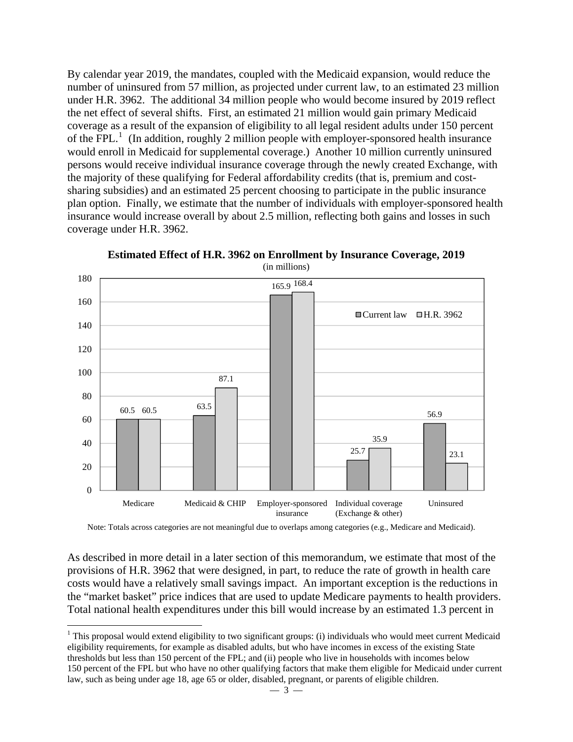By calendar year 2019, the mandates, coupled with the Medicaid expansion, would reduce the number of uninsured from 57 million, as projected under current law, to an estimated 23 million under H.R. 3962. The additional 34 million people who would become insured by 2019 reflect the net effect of several shifts. First, an estimated 21 million would gain primary Medicaid coverage as a result of the expansion of eligibility to all legal resident adults under 150 percent of the FPL.[1] (In addition, roughly 2 million people with employer-sponsored health insurance would enroll in Medicaid for supplemental coverage.) Another 10 million currently uninsured persons would receive individual insurance coverage through the newly created Exchange, with the majority of these qualifying for Federal affordability credits (that is, premium and cost-sharing subsidies) and an estimated 25 percent choosing to participate in the public insurance plan option. Finally, we estimate that the number of individuals with employer-sponsored health insurance would increase overall by about 2.5 million, reflecting both gains and losses in such coverage under H.R. 3962.

**Estimated Effect of H.R. 3962 on Enrollment by Insurance Coverage, 2019**

(in millions)

| | Current law | H.R. 3962 |
|---|---|---|
| Medicare | 60.5 | 60.5 |
| Medicaid & CHIP | 63.5 | 87.1 |
| Employer-sponsored insurance | 165.9 | 168.4 |
| Individual coverage (Exchange & other) | 25.7 | 35.9 |
| Uninsured | 56.9 | 23.1 |

Note: Totals across categories are not meaningful due to overlaps among categories (e.g., Medicare and Medicaid).

As described in more detail in a later section of this memorandum, we estimate that most of the provisions of H.R. 3962 that were designed, in part, to reduce the rate of growth in health care costs would have a relatively small savings impact. An important exception is the reductions in the "market basket" price indices that are used to update Medicare payments to health providers. Total national health expenditures under this bill would increase by an estimated 1.3 percent in

[1] This proposal would extend eligibility to two significant groups: (i) individuals who would meet current Medicaid eligibility requirements, for example as disabled adults, but who have incomes in excess of the existing State thresholds but less than 150 percent of the FPL; and (ii) people who live in households with incomes below 150 percent of the FPL but who have no other qualifying factors that make them eligible for Medicaid under current law, such as being under age 18, age 65 or older, disabled, pregnant, or parents of eligible children.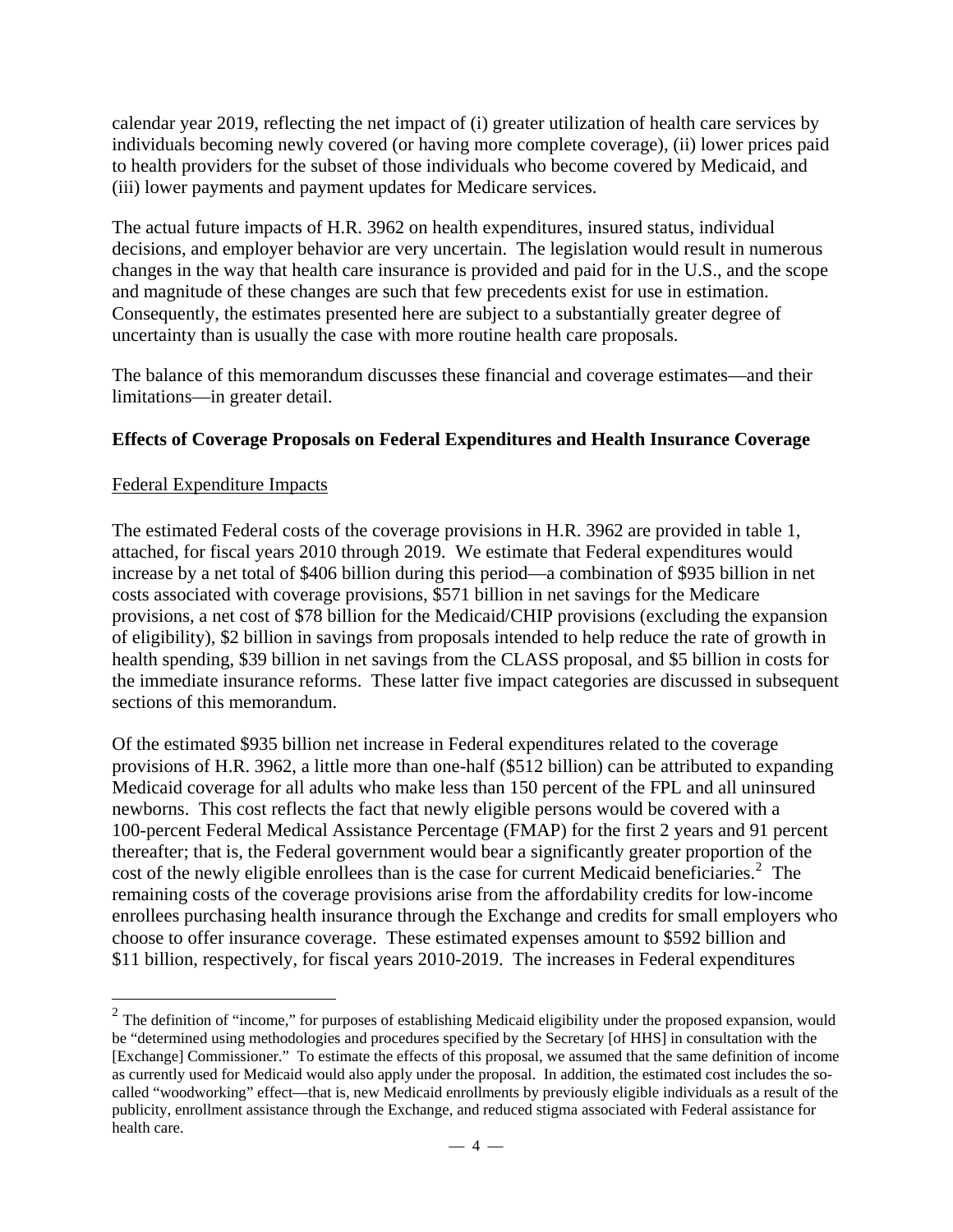calendar year 2019, reflecting the net impact of (i) greater utilization of health care services by individuals becoming newly covered (or having more complete coverage), (ii) lower prices paid to health providers for the subset of those individuals who become covered by Medicaid, and (iii) lower payments and payment updates for Medicare services.

The actual future impacts of H.R. 3962 on health expenditures, insured status, individual decisions, and employer behavior are very uncertain. The legislation would result in numerous changes in the way that health care insurance is provided and paid for in the U.S., and the scope and magnitude of these changes are such that few precedents exist for use in estimation. Consequently, the estimates presented here are subject to a substantially greater degree of uncertainty than is usually the case with more routine health care proposals.

The balance of this memorandum discusses these financial and coverage estimates—and their limitations—in greater detail.

**Effects of Coverage Proposals on Federal Expenditures and Health Insurance Coverage**

Federal Expenditure Impacts

The estimated Federal costs of the coverage provisions in H.R. 3962 are provided in table 1, attached, for fiscal years 2010 through 2019. We estimate that Federal expenditures would increase by a net total of $406 billion during this period—a combination of $935 billion in net costs associated with coverage provisions, $571 billion in net savings for the Medicare provisions, a net cost of $78 billion for the Medicaid/CHIP provisions (excluding the expansion of eligibility), $2 billion in savings from proposals intended to help reduce the rate of growth in health spending, $39 billion in net savings from the CLASS proposal, and $5 billion in costs for the immediate insurance reforms. These latter five impact categories are discussed in subsequent sections of this memorandum.

Of the estimated $935 billion net increase in Federal expenditures related to the coverage provisions of H.R. 3962, a little more than one-half ($512 billion) can be attributed to expanding Medicaid coverage for all adults who make less than 150 percent of the FPL and all uninsured newborns. This cost reflects the fact that newly eligible persons would be covered with a 100-percent Federal Medical Assistance Percentage (FMAP) for the first 2 years and 91 percent thereafter; that is, the Federal government would bear a significantly greater proportion of the cost of the newly eligible enrollees than is the case for current Medicaid beneficiaries.[2] The remaining costs of the coverage provisions arise from the affordability credits for low-income enrollees purchasing health insurance through the Exchange and credits for small employers who choose to offer insurance coverage. These estimated expenses amount to $592 billion and $11 billion, respectively, for fiscal years 2010-2019. The increases in Federal expenditures

[2] The definition of "income," for purposes of establishing Medicaid eligibility under the proposed expansion, would be "determined using methodologies and procedures specified by the Secretary [of HHS] in consultation with the [Exchange] Commissioner." To estimate the effects of this proposal, we assumed that the same definition of income as currently used for Medicaid would also apply under the proposal. In addition, the estimated cost includes the so-called "woodworking" effect—that is, new Medicaid enrollments by previously eligible individuals as a result of the publicity, enrollment assistance through the Exchange, and reduced stigma associated with Federal assistance for health care.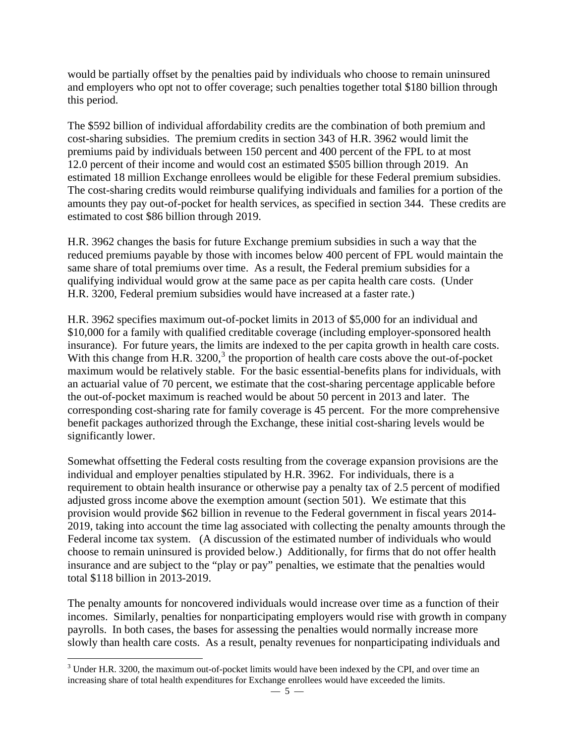would be partially offset by the penalties paid by individuals who choose to remain uninsured and employers who opt not to offer coverage; such penalties together total $180 billion through this period.

The $592 billion of individual affordability credits are the combination of both premium and cost-sharing subsidies. The premium credits in section 343 of H.R. 3962 would limit the premiums paid by individuals between 150 percent and 400 percent of the FPL to at most 12.0 percent of their income and would cost an estimated $505 billion through 2019. An estimated 18 million Exchange enrollees would be eligible for these Federal premium subsidies. The cost-sharing credits would reimburse qualifying individuals and families for a portion of the amounts they pay out-of-pocket for health services, as specified in section 344. These credits are estimated to cost $86 billion through 2019.

H.R. 3962 changes the basis for future Exchange premium subsidies in such a way that the reduced premiums payable by those with incomes below 400 percent of FPL would maintain the same share of total premiums over time. As a result, the Federal premium subsidies for a qualifying individual would grow at the same pace as per capita health care costs. (Under H.R. 3200, Federal premium subsidies would have increased at a faster rate.)

H.R. 3962 specifies maximum out-of-pocket limits in 2013 of $5,000 for an individual and $10,000 for a family with qualified creditable coverage (including employer-sponsored health insurance). For future years, the limits are indexed to the per capita growth in health care costs. With this change from H.R. 3200,[3] the proportion of health care costs above the out-of-pocket maximum would be relatively stable. For the basic essential-benefits plans for individuals, with an actuarial value of 70 percent, we estimate that the cost-sharing percentage applicable before the out-of-pocket maximum is reached would be about 50 percent in 2013 and later. The corresponding cost-sharing rate for family coverage is 45 percent. For the more comprehensive benefit packages authorized through the Exchange, these initial cost-sharing levels would be significantly lower.

Somewhat offsetting the Federal costs resulting from the coverage expansion provisions are the individual and employer penalties stipulated by H.R. 3962. For individuals, there is a requirement to obtain health insurance or otherwise pay a penalty tax of 2.5 percent of modified adjusted gross income above the exemption amount (section 501). We estimate that this provision would provide $62 billion in revenue to the Federal government in fiscal years 2014-2019, taking into account the time lag associated with collecting the penalty amounts through the Federal income tax system. (A discussion of the estimated number of individuals who would choose to remain uninsured is provided below.) Additionally, for firms that do not offer health insurance and are subject to the "play or pay" penalties, we estimate that the penalties would total $118 billion in 2013-2019.

The penalty amounts for noncovered individuals would increase over time as a function of their incomes. Similarly, penalties for nonparticipating employers would rise with growth in company payrolls. In both cases, the bases for assessing the penalties would normally increase more slowly than health care costs. As a result, penalty revenues for nonparticipating individuals and

[3] Under H.R. 3200, the maximum out-of-pocket limits would have been indexed by the CPI, and over time an increasing share of total health expenditures for Exchange enrollees would have exceeded the limits.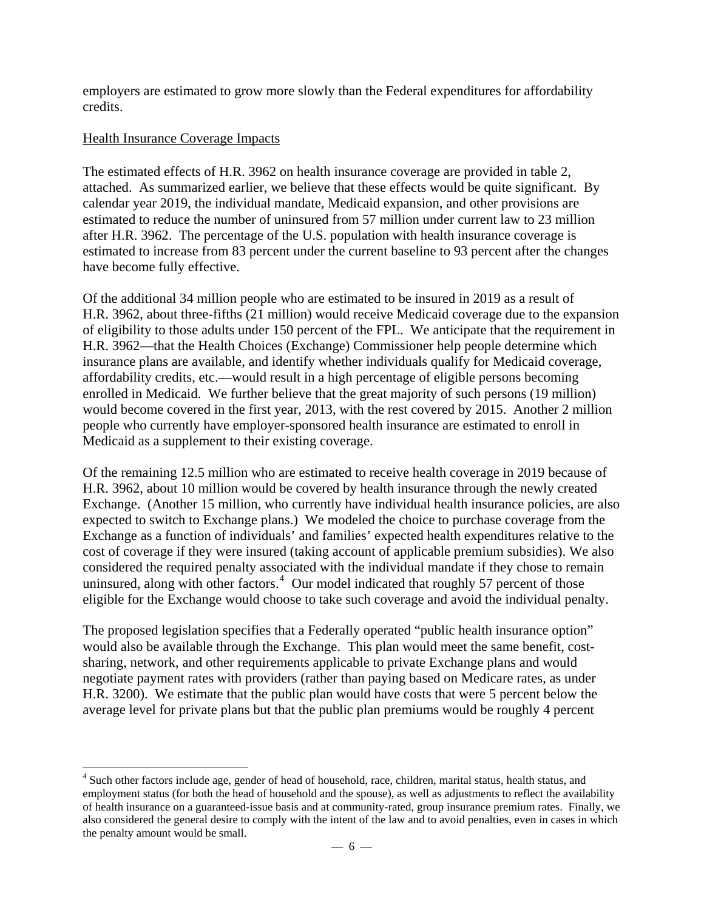employers are estimated to grow more slowly than the Federal expenditures for affordability credits.

Health Insurance Coverage Impacts

The estimated effects of H.R. 3962 on health insurance coverage are provided in table 2, attached. As summarized earlier, we believe that these effects would be quite significant. By calendar year 2019, the individual mandate, Medicaid expansion, and other provisions are estimated to reduce the number of uninsured from 57 million under current law to 23 million after H.R. 3962. The percentage of the U.S. population with health insurance coverage is estimated to increase from 83 percent under the current baseline to 93 percent after the changes have become fully effective.

Of the additional 34 million people who are estimated to be insured in 2019 as a result of H.R. 3962, about three-fifths (21 million) would receive Medicaid coverage due to the expansion of eligibility to those adults under 150 percent of the FPL. We anticipate that the requirement in H.R. 3962—that the Health Choices (Exchange) Commissioner help people determine which insurance plans are available, and identify whether individuals qualify for Medicaid coverage, affordability credits, etc.—would result in a high percentage of eligible persons becoming enrolled in Medicaid. We further believe that the great majority of such persons (19 million) would become covered in the first year, 2013, with the rest covered by 2015. Another 2 million people who currently have employer-sponsored health insurance are estimated to enroll in Medicaid as a supplement to their existing coverage.

Of the remaining 12.5 million who are estimated to receive health coverage in 2019 because of H.R. 3962, about 10 million would be covered by health insurance through the newly created Exchange. (Another 15 million, who currently have individual health insurance policies, are also expected to switch to Exchange plans.) We modeled the choice to purchase coverage from the Exchange as a function of individuals' and families' expected health expenditures relative to the cost of coverage if they were insured (taking account of applicable premium subsidies). We also considered the required penalty associated with the individual mandate if they chose to remain uninsured, along with other factors.[4] Our model indicated that roughly 57 percent of those eligible for the Exchange would choose to take such coverage and avoid the individual penalty.

The proposed legislation specifies that a Federally operated "public health insurance option" would also be available through the Exchange. This plan would meet the same benefit, cost-sharing, network, and other requirements applicable to private Exchange plans and would negotiate payment rates with providers (rather than paying based on Medicare rates, as under H.R. 3200). We estimate that the public plan would have costs that were 5 percent below the average level for private plans but that the public plan premiums would be roughly 4 percent

[4] Such other factors include age, gender of head of household, race, children, marital status, health status, and employment status (for both the head of household and the spouse), as well as adjustments to reflect the availability of health insurance on a guaranteed-issue basis and at community-rated, group insurance premium rates. Finally, we also considered the general desire to comply with the intent of the law and to avoid penalties, even in cases in which the penalty amount would be small.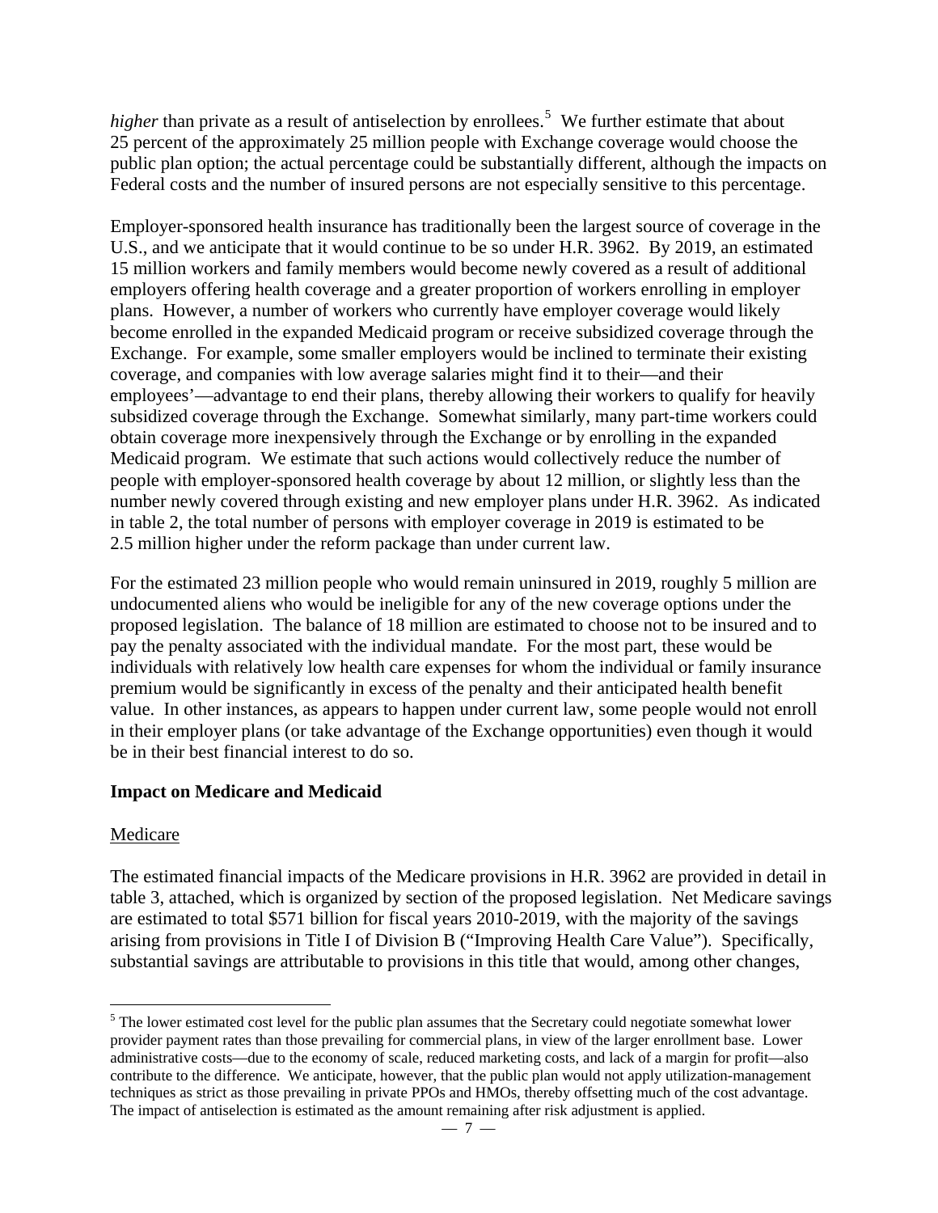*higher* than private as a result of antiselection by enrollees.[5] We further estimate that about 25 percent of the approximately 25 million people with Exchange coverage would choose the public plan option; the actual percentage could be substantially different, although the impacts on Federal costs and the number of insured persons are not especially sensitive to this percentage.

Employer-sponsored health insurance has traditionally been the largest source of coverage in the U.S., and we anticipate that it would continue to be so under H.R. 3962. By 2019, an estimated 15 million workers and family members would become newly covered as a result of additional employers offering health coverage and a greater proportion of workers enrolling in employer plans. However, a number of workers who currently have employer coverage would likely become enrolled in the expanded Medicaid program or receive subsidized coverage through the Exchange. For example, some smaller employers would be inclined to terminate their existing coverage, and companies with low average salaries might find it to their—and their employees'—advantage to end their plans, thereby allowing their workers to qualify for heavily subsidized coverage through the Exchange. Somewhat similarly, many part-time workers could obtain coverage more inexpensively through the Exchange or by enrolling in the expanded Medicaid program. We estimate that such actions would collectively reduce the number of people with employer-sponsored health coverage by about 12 million, or slightly less than the number newly covered through existing and new employer plans under H.R. 3962. As indicated in table 2, the total number of persons with employer coverage in 2019 is estimated to be 2.5 million higher under the reform package than under current law.

For the estimated 23 million people who would remain uninsured in 2019, roughly 5 million are undocumented aliens who would be ineligible for any of the new coverage options under the proposed legislation. The balance of 18 million are estimated to choose not to be insured and to pay the penalty associated with the individual mandate. For the most part, these would be individuals with relatively low health care expenses for whom the individual or family insurance premium would be significantly in excess of the penalty and their anticipated health benefit value. In other instances, as appears to happen under current law, some people would not enroll in their employer plans (or take advantage of the Exchange opportunities) even though it would be in their best financial interest to do so.

## Impact on Medicare and Medicaid

### Medicare

The estimated financial impacts of the Medicare provisions in H.R. 3962 are provided in detail in table 3, attached, which is organized by section of the proposed legislation. Net Medicare savings are estimated to total $571 billion for fiscal years 2010-2019, with the majority of the savings arising from provisions in Title I of Division B ("Improving Health Care Value"). Specifically, substantial savings are attributable to provisions in this title that would, among other changes,

[5] The lower estimated cost level for the public plan assumes that the Secretary could negotiate somewhat lower provider payment rates than those prevailing for commercial plans, in view of the larger enrollment base. Lower administrative costs—due to the economy of scale, reduced marketing costs, and lack of a margin for profit—also contribute to the difference. We anticipate, however, that the public plan would not apply utilization-management techniques as strict as those prevailing in private PPOs and HMOs, thereby offsetting much of the cost advantage. The impact of antiselection is estimated as the amount remaining after risk adjustment is applied.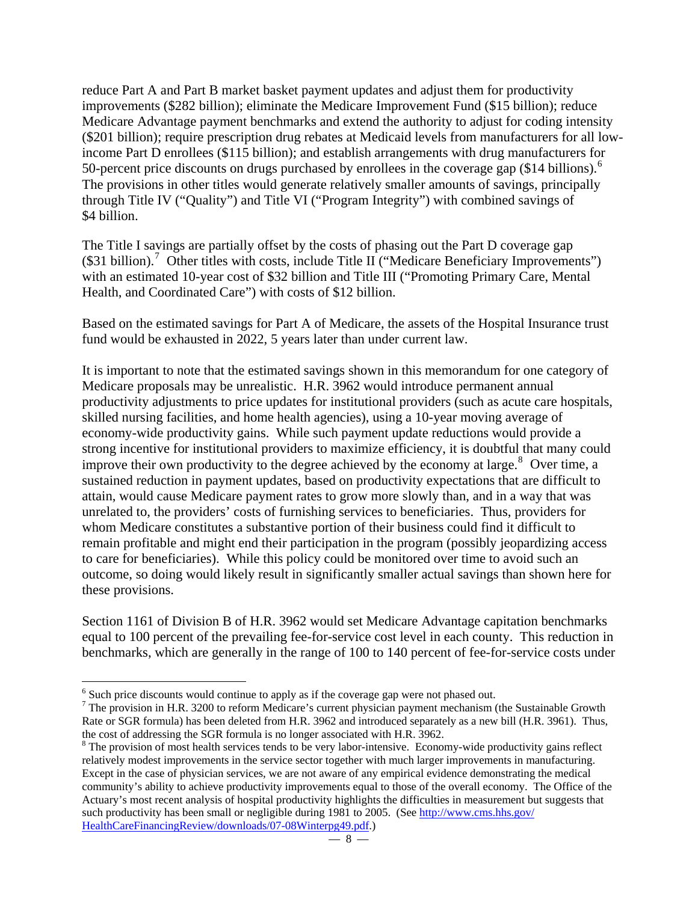reduce Part A and Part B market basket payment updates and adjust them for productivity improvements ($282 billion); eliminate the Medicare Improvement Fund ($15 billion); reduce Medicare Advantage payment benchmarks and extend the authority to adjust for coding intensity ($201 billion); require prescription drug rebates at Medicaid levels from manufacturers for all low-income Part D enrollees ($115 billion); and establish arrangements with drug manufacturers for 50-percent price discounts on drugs purchased by enrollees in the coverage gap ($14 billions).[6] The provisions in other titles would generate relatively smaller amounts of savings, principally through Title IV ("Quality") and Title VI ("Program Integrity") with combined savings of $4 billion.

The Title I savings are partially offset by the costs of phasing out the Part D coverage gap ($31 billion).[7] Other titles with costs, include Title II ("Medicare Beneficiary Improvements") with an estimated 10-year cost of $32 billion and Title III ("Promoting Primary Care, Mental Health, and Coordinated Care") with costs of $12 billion.

Based on the estimated savings for Part A of Medicare, the assets of the Hospital Insurance trust fund would be exhausted in 2022, 5 years later than under current law.

It is important to note that the estimated savings shown in this memorandum for one category of Medicare proposals may be unrealistic. H.R. 3962 would introduce permanent annual productivity adjustments to price updates for institutional providers (such as acute care hospitals, skilled nursing facilities, and home health agencies), using a 10-year moving average of economy-wide productivity gains. While such payment update reductions would provide a strong incentive for institutional providers to maximize efficiency, it is doubtful that many could improve their own productivity to the degree achieved by the economy at large.[8] Over time, a sustained reduction in payment updates, based on productivity expectations that are difficult to attain, would cause Medicare payment rates to grow more slowly than, and in a way that was unrelated to, the providers' costs of furnishing services to beneficiaries. Thus, providers for whom Medicare constitutes a substantive portion of their business could find it difficult to remain profitable and might end their participation in the program (possibly jeopardizing access to care for beneficiaries). While this policy could be monitored over time to avoid such an outcome, so doing would likely result in significantly smaller actual savings than shown here for these provisions.

Section 1161 of Division B of H.R. 3962 would set Medicare Advantage capitation benchmarks equal to 100 percent of the prevailing fee-for-service cost level in each county. This reduction in benchmarks, which are generally in the range of 100 to 140 percent of fee-for-service costs under

---

[6] Such price discounts would continue to apply as if the coverage gap were not phased out.

[7] The provision in H.R. 3200 to reform Medicare's current physician payment mechanism (the Sustainable Growth Rate or SGR formula) has been deleted from H.R. 3962 and introduced separately as a new bill (H.R. 3961). Thus, the cost of addressing the SGR formula is no longer associated with H.R. 3962.

[8] The provision of most health services tends to be very labor-intensive. Economy-wide productivity gains reflect relatively modest improvements in the service sector together with much larger improvements in manufacturing. Except in the case of physician services, we are not aware of any empirical evidence demonstrating the medical community's ability to achieve productivity improvements equal to those of the overall economy. The Office of the Actuary's most recent analysis of hospital productivity highlights the difficulties in measurement but suggests that such productivity has been small or negligible during 1981 to 2005. (See http://www.cms.hhs.gov/HealthCareFinancingReview/downloads/07-08Winterpg49.pdf.)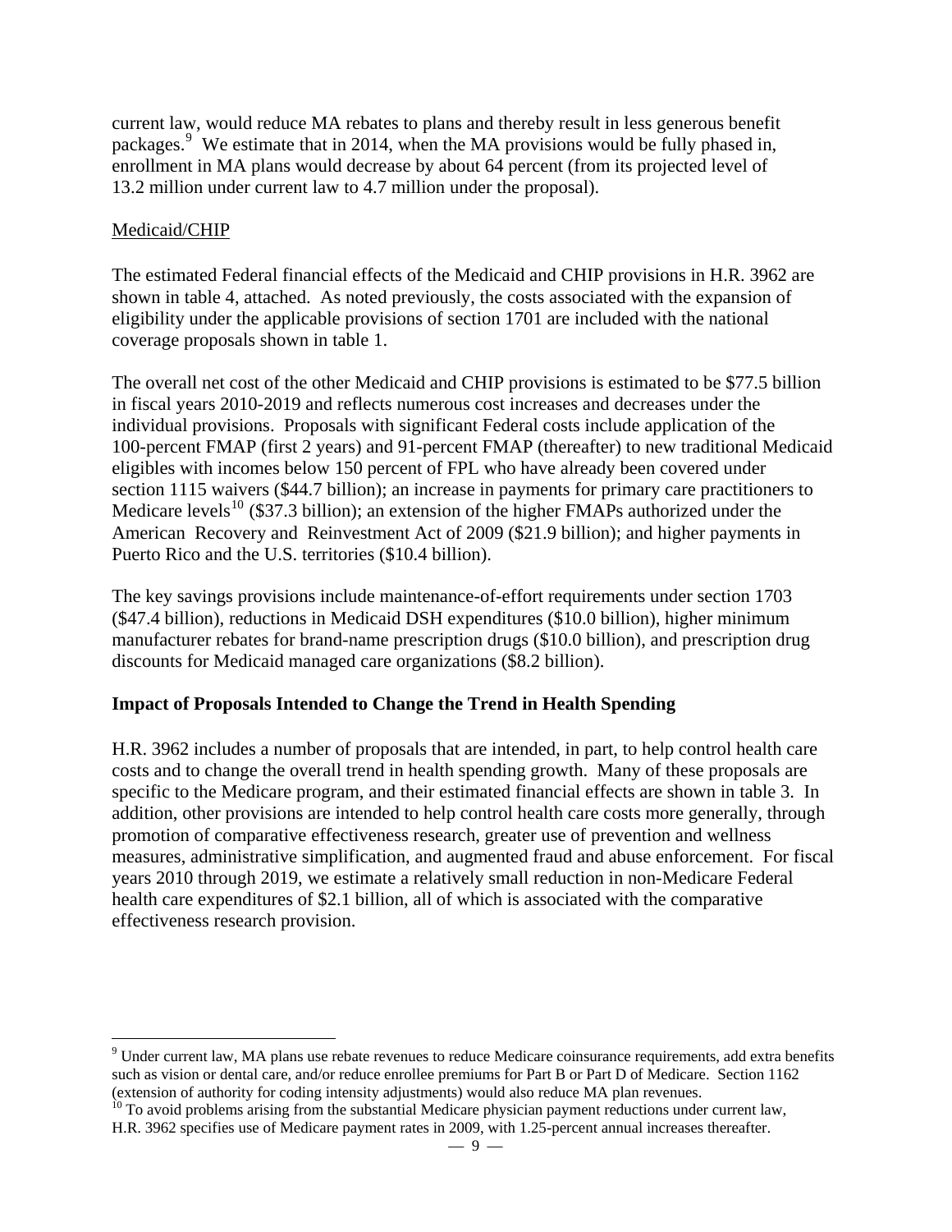current law, would reduce MA rebates to plans and thereby result in less generous benefit packages.[9] We estimate that in 2014, when the MA provisions would be fully phased in, enrollment in MA plans would decrease by about 64 percent (from its projected level of 13.2 million under current law to 4.7 million under the proposal).

Medicaid/CHIP

The estimated Federal financial effects of the Medicaid and CHIP provisions in H.R. 3962 are shown in table 4, attached. As noted previously, the costs associated with the expansion of eligibility under the applicable provisions of section 1701 are included with the national coverage proposals shown in table 1.

The overall net cost of the other Medicaid and CHIP provisions is estimated to be $77.5 billion in fiscal years 2010-2019 and reflects numerous cost increases and decreases under the individual provisions. Proposals with significant Federal costs include application of the 100-percent FMAP (first 2 years) and 91-percent FMAP (thereafter) to new traditional Medicaid eligibles with incomes below 150 percent of FPL who have already been covered under section 1115 waivers ($44.7 billion); an increase in payments for primary care practitioners to Medicare levels[10] ($37.3 billion); an extension of the higher FMAPs authorized under the American Recovery and Reinvestment Act of 2009 ($21.9 billion); and higher payments in Puerto Rico and the U.S. territories ($10.4 billion).

The key savings provisions include maintenance-of-effort requirements under section 1703 ($47.4 billion), reductions in Medicaid DSH expenditures ($10.0 billion), higher minimum manufacturer rebates for brand-name prescription drugs ($10.0 billion), and prescription drug discounts for Medicaid managed care organizations ($8.2 billion).

**Impact of Proposals Intended to Change the Trend in Health Spending**

H.R. 3962 includes a number of proposals that are intended, in part, to help control health care costs and to change the overall trend in health spending growth. Many of these proposals are specific to the Medicare program, and their estimated financial effects are shown in table 3. In addition, other provisions are intended to help control health care costs more generally, through promotion of comparative effectiveness research, greater use of prevention and wellness measures, administrative simplification, and augmented fraud and abuse enforcement. For fiscal years 2010 through 2019, we estimate a relatively small reduction in non-Medicare Federal health care expenditures of $2.1 billion, all of which is associated with the comparative effectiveness research provision.

---

[9] Under current law, MA plans use rebate revenues to reduce Medicare coinsurance requirements, add extra benefits such as vision or dental care, and/or reduce enrollee premiums for Part B or Part D of Medicare. Section 1162 (extension of authority for coding intensity adjustments) would also reduce MA plan revenues.

[10] To avoid problems arising from the substantial Medicare physician payment reductions under current law, H.R. 3962 specifies use of Medicare payment rates in 2009, with 1.25-percent annual increases thereafter.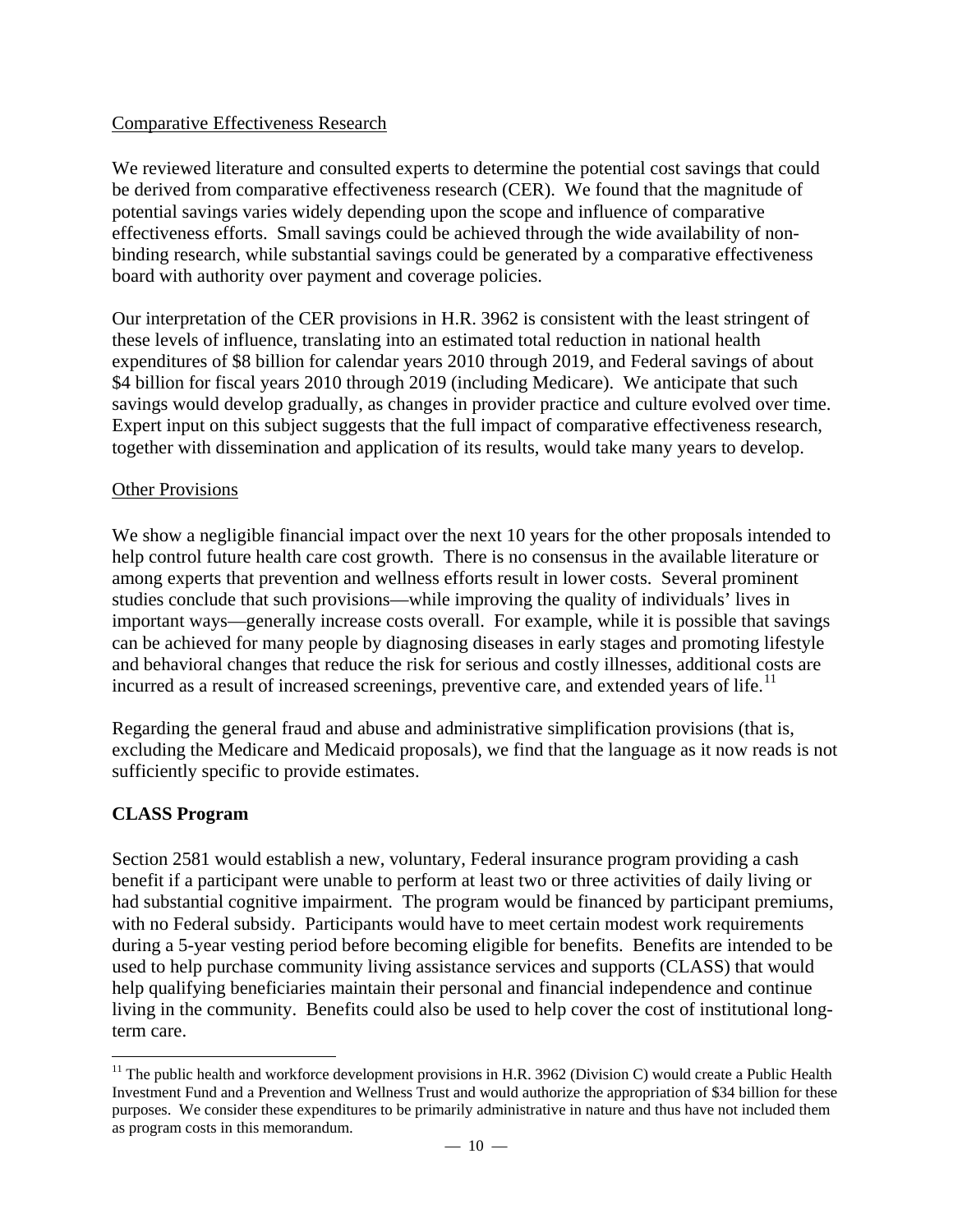Comparative Effectiveness Research

We reviewed literature and consulted experts to determine the potential cost savings that could be derived from comparative effectiveness research (CER). We found that the magnitude of potential savings varies widely depending upon the scope and influence of comparative effectiveness efforts. Small savings could be achieved through the wide availability of non-binding research, while substantial savings could be generated by a comparative effectiveness board with authority over payment and coverage policies.

Our interpretation of the CER provisions in H.R. 3962 is consistent with the least stringent of these levels of influence, translating into an estimated total reduction in national health expenditures of $8 billion for calendar years 2010 through 2019, and Federal savings of about $4 billion for fiscal years 2010 through 2019 (including Medicare). We anticipate that such savings would develop gradually, as changes in provider practice and culture evolved over time. Expert input on this subject suggests that the full impact of comparative effectiveness research, together with dissemination and application of its results, would take many years to develop.

Other Provisions

We show a negligible financial impact over the next 10 years for the other proposals intended to help control future health care cost growth. There is no consensus in the available literature or among experts that prevention and wellness efforts result in lower costs. Several prominent studies conclude that such provisions—while improving the quality of individuals' lives in important ways—generally increase costs overall. For example, while it is possible that savings can be achieved for many people by diagnosing diseases in early stages and promoting lifestyle and behavioral changes that reduce the risk for serious and costly illnesses, additional costs are incurred as a result of increased screenings, preventive care, and extended years of life.[11]

Regarding the general fraud and abuse and administrative simplification provisions (that is, excluding the Medicare and Medicaid proposals), we find that the language as it now reads is not sufficiently specific to provide estimates.

**CLASS Program**

Section 2581 would establish a new, voluntary, Federal insurance program providing a cash benefit if a participant were unable to perform at least two or three activities of daily living or had substantial cognitive impairment. The program would be financed by participant premiums, with no Federal subsidy. Participants would have to meet certain modest work requirements during a 5-year vesting period before becoming eligible for benefits. Benefits are intended to be used to help purchase community living assistance services and supports (CLASS) that would help qualifying beneficiaries maintain their personal and financial independence and continue living in the community. Benefits could also be used to help cover the cost of institutional long-term care.

[11] The public health and workforce development provisions in H.R. 3962 (Division C) would create a Public Health Investment Fund and a Prevention and Wellness Trust and would authorize the appropriation of $34 billion for these purposes. We consider these expenditures to be primarily administrative in nature and thus have not included them as program costs in this memorandum.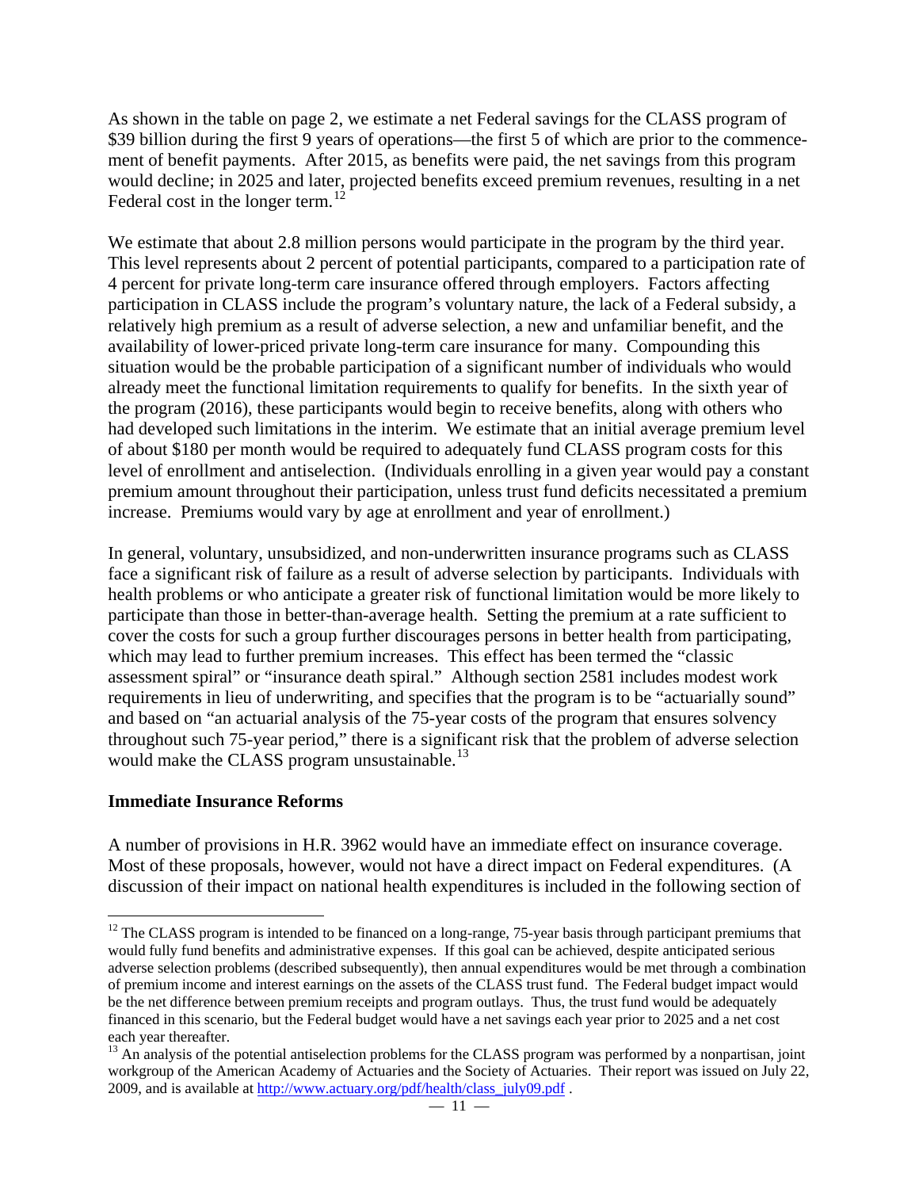As shown in the table on page 2, we estimate a net Federal savings for the CLASS program of $39 billion during the first 9 years of operations—the first 5 of which are prior to the commencement of benefit payments. After 2015, as benefits were paid, the net savings from this program would decline; in 2025 and later, projected benefits exceed premium revenues, resulting in a net Federal cost in the longer term.[12]

We estimate that about 2.8 million persons would participate in the program by the third year. This level represents about 2 percent of potential participants, compared to a participation rate of 4 percent for private long-term care insurance offered through employers. Factors affecting participation in CLASS include the program's voluntary nature, the lack of a Federal subsidy, a relatively high premium as a result of adverse selection, a new and unfamiliar benefit, and the availability of lower-priced private long-term care insurance for many. Compounding this situation would be the probable participation of a significant number of individuals who would already meet the functional limitation requirements to qualify for benefits. In the sixth year of the program (2016), these participants would begin to receive benefits, along with others who had developed such limitations in the interim. We estimate that an initial average premium level of about $180 per month would be required to adequately fund CLASS program costs for this level of enrollment and antiselection. (Individuals enrolling in a given year would pay a constant premium amount throughout their participation, unless trust fund deficits necessitated a premium increase. Premiums would vary by age at enrollment and year of enrollment.)

In general, voluntary, unsubsidized, and non-underwritten insurance programs such as CLASS face a significant risk of failure as a result of adverse selection by participants. Individuals with health problems or who anticipate a greater risk of functional limitation would be more likely to participate than those in better-than-average health. Setting the premium at a rate sufficient to cover the costs for such a group further discourages persons in better health from participating, which may lead to further premium increases. This effect has been termed the "classic assessment spiral" or "insurance death spiral." Although section 2581 includes modest work requirements in lieu of underwriting, and specifies that the program is to be "actuarially sound" and based on "an actuarial analysis of the 75-year costs of the program that ensures solvency throughout such 75-year period," there is a significant risk that the problem of adverse selection would make the CLASS program unsustainable.[13]

### Immediate Insurance Reforms

A number of provisions in H.R. 3962 would have an immediate effect on insurance coverage. Most of these proposals, however, would not have a direct impact on Federal expenditures. (A discussion of their impact on national health expenditures is included in the following section of

---

[12] The CLASS program is intended to be financed on a long-range, 75-year basis through participant premiums that would fully fund benefits and administrative expenses. If this goal can be achieved, despite anticipated serious adverse selection problems (described subsequently), then annual expenditures would be met through a combination of premium income and interest earnings on the assets of the CLASS trust fund. The Federal budget impact would be the net difference between premium receipts and program outlays. Thus, the trust fund would be adequately financed in this scenario, but the Federal budget would have a net savings each year prior to 2025 and a net cost each year thereafter.

[13] An analysis of the potential antiselection problems for the CLASS program was performed by a nonpartisan, joint workgroup of the American Academy of Actuaries and the Society of Actuaries. Their report was issued on July 22, 2009, and is available at http://www.actuary.org/pdf/health/class_july09.pdf .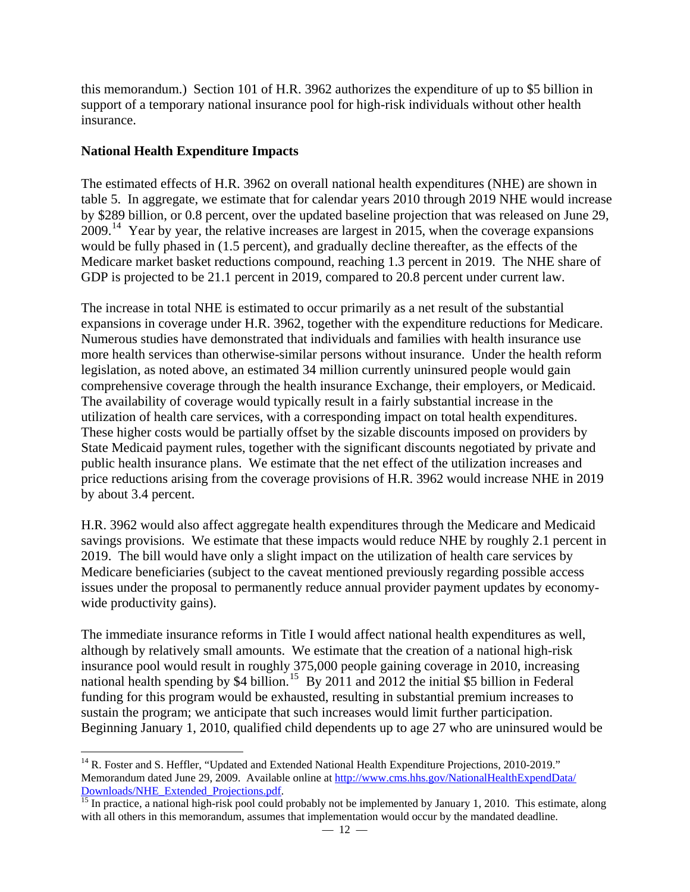this memorandum.) Section 101 of H.R. 3962 authorizes the expenditure of up to $5 billion in support of a temporary national insurance pool for high-risk individuals without other health insurance.

**National Health Expenditure Impacts**

The estimated effects of H.R. 3962 on overall national health expenditures (NHE) are shown in table 5. In aggregate, we estimate that for calendar years 2010 through 2019 NHE would increase by $289 billion, or 0.8 percent, over the updated baseline projection that was released on June 29, 2009.[14] Year by year, the relative increases are largest in 2015, when the coverage expansions would be fully phased in (1.5 percent), and gradually decline thereafter, as the effects of the Medicare market basket reductions compound, reaching 1.3 percent in 2019. The NHE share of GDP is projected to be 21.1 percent in 2019, compared to 20.8 percent under current law.

The increase in total NHE is estimated to occur primarily as a net result of the substantial expansions in coverage under H.R. 3962, together with the expenditure reductions for Medicare. Numerous studies have demonstrated that individuals and families with health insurance use more health services than otherwise-similar persons without insurance. Under the health reform legislation, as noted above, an estimated 34 million currently uninsured people would gain comprehensive coverage through the health insurance Exchange, their employers, or Medicaid. The availability of coverage would typically result in a fairly substantial increase in the utilization of health care services, with a corresponding impact on total health expenditures. These higher costs would be partially offset by the sizable discounts imposed on providers by State Medicaid payment rules, together with the significant discounts negotiated by private and public health insurance plans. We estimate that the net effect of the utilization increases and price reductions arising from the coverage provisions of H.R. 3962 would increase NHE in 2019 by about 3.4 percent.

H.R. 3962 would also affect aggregate health expenditures through the Medicare and Medicaid savings provisions. We estimate that these impacts would reduce NHE by roughly 2.1 percent in 2019. The bill would have only a slight impact on the utilization of health care services by Medicare beneficiaries (subject to the caveat mentioned previously regarding possible access issues under the proposal to permanently reduce annual provider payment updates by economy-wide productivity gains).

The immediate insurance reforms in Title I would affect national health expenditures as well, although by relatively small amounts. We estimate that the creation of a national high-risk insurance pool would result in roughly 375,000 people gaining coverage in 2010, increasing national health spending by $4 billion.[15] By 2011 and 2012 the initial $5 billion in Federal funding for this program would be exhausted, resulting in substantial premium increases to sustain the program; we anticipate that such increases would limit further participation. Beginning January 1, 2010, qualified child dependents up to age 27 who are uninsured would be

---

[14] R. Foster and S. Heffler, "Updated and Extended National Health Expenditure Projections, 2010-2019." Memorandum dated June 29, 2009. Available online at http://www.cms.hhs.gov/NationalHealthExpendData/Downloads/NHE_Extended_Projections.pdf.

[15] In practice, a national high-risk pool could probably not be implemented by January 1, 2010. This estimate, along with all others in this memorandum, assumes that implementation would occur by the mandated deadline.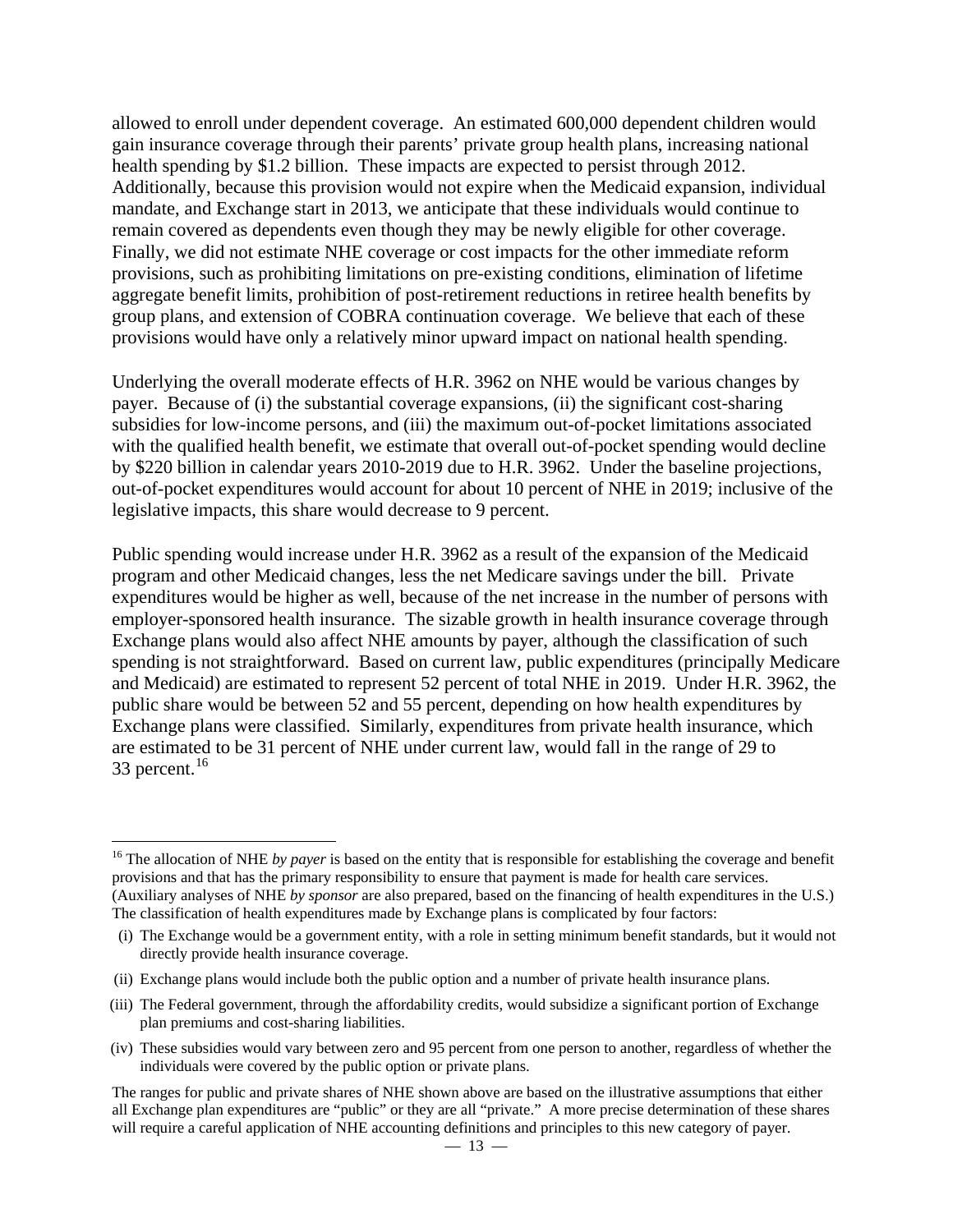allowed to enroll under dependent coverage. An estimated 600,000 dependent children would gain insurance coverage through their parents' private group health plans, increasing national health spending by $1.2 billion. These impacts are expected to persist through 2012. Additionally, because this provision would not expire when the Medicaid expansion, individual mandate, and Exchange start in 2013, we anticipate that these individuals would continue to remain covered as dependents even though they may be newly eligible for other coverage. Finally, we did not estimate NHE coverage or cost impacts for the other immediate reform provisions, such as prohibiting limitations on pre-existing conditions, elimination of lifetime aggregate benefit limits, prohibition of post-retirement reductions in retiree health benefits by group plans, and extension of COBRA continuation coverage. We believe that each of these provisions would have only a relatively minor upward impact on national health spending.

Underlying the overall moderate effects of H.R. 3962 on NHE would be various changes by payer. Because of (i) the substantial coverage expansions, (ii) the significant cost-sharing subsidies for low-income persons, and (iii) the maximum out-of-pocket limitations associated with the qualified health benefit, we estimate that overall out-of-pocket spending would decline by $220 billion in calendar years 2010-2019 due to H.R. 3962. Under the baseline projections, out-of-pocket expenditures would account for about 10 percent of NHE in 2019; inclusive of the legislative impacts, this share would decrease to 9 percent.

Public spending would increase under H.R. 3962 as a result of the expansion of the Medicaid program and other Medicaid changes, less the net Medicare savings under the bill. Private expenditures would be higher as well, because of the net increase in the number of persons with employer-sponsored health insurance. The sizable growth in health insurance coverage through Exchange plans would also affect NHE amounts by payer, although the classification of such spending is not straightforward. Based on current law, public expenditures (principally Medicare and Medicaid) are estimated to represent 52 percent of total NHE in 2019. Under H.R. 3962, the public share would be between 52 and 55 percent, depending on how health expenditures by Exchange plans were classified. Similarly, expenditures from private health insurance, which are estimated to be 31 percent of NHE under current law, would fall in the range of 29 to 33 percent.[16]

---

[16] The allocation of NHE *by payer* is based on the entity that is responsible for establishing the coverage and benefit provisions and that has the primary responsibility to ensure that payment is made for health care services. (Auxiliary analyses of NHE *by sponsor* are also prepared, based on the financing of health expenditures in the U.S.) The classification of health expenditures made by Exchange plans is complicated by four factors:

(i) The Exchange would be a government entity, with a role in setting minimum benefit standards, but it would not directly provide health insurance coverage.

(ii) Exchange plans would include both the public option and a number of private health insurance plans.

(iii) The Federal government, through the affordability credits, would subsidize a significant portion of Exchange plan premiums and cost-sharing liabilities.

(iv) These subsidies would vary between zero and 95 percent from one person to another, regardless of whether the individuals were covered by the public option or private plans.

The ranges for public and private shares of NHE shown above are based on the illustrative assumptions that either all Exchange plan expenditures are "public" or they are all "private." A more precise determination of these shares will require a careful application of NHE accounting definitions and principles to this new category of payer.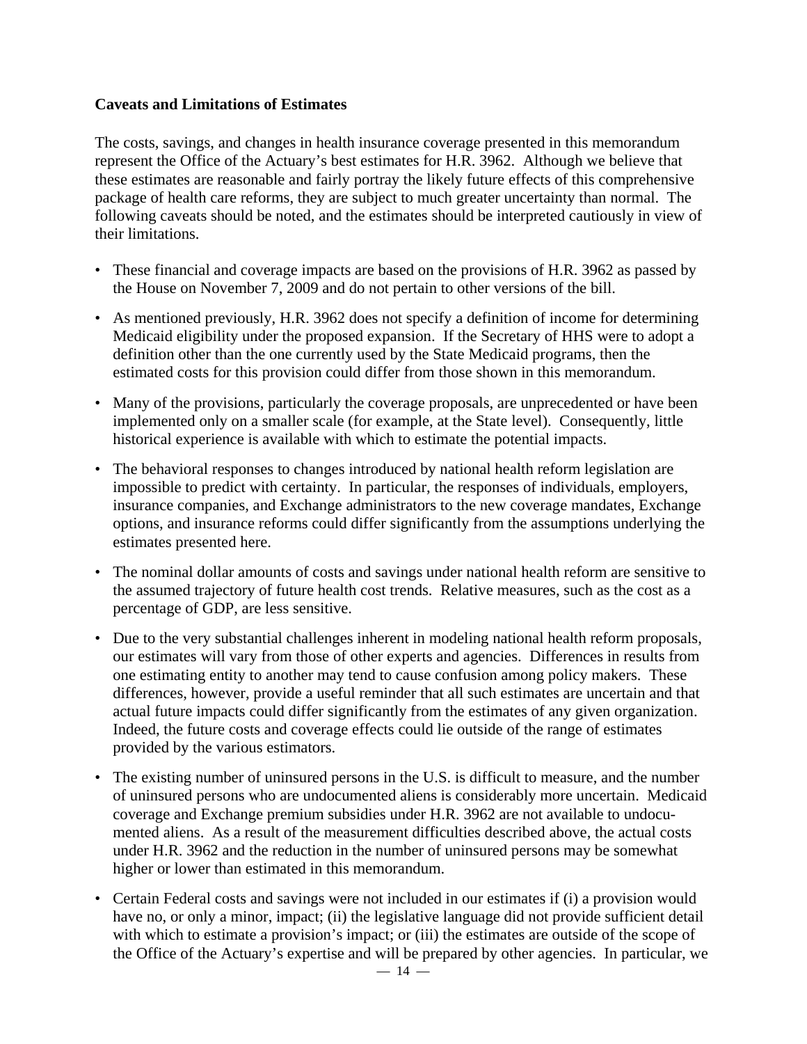### Caveats and Limitations of Estimates

The costs, savings, and changes in health insurance coverage presented in this memorandum represent the Office of the Actuary's best estimates for H.R. 3962. Although we believe that these estimates are reasonable and fairly portray the likely future effects of this comprehensive package of health care reforms, they are subject to much greater uncertainty than normal. The following caveats should be noted, and the estimates should be interpreted cautiously in view of their limitations.

- These financial and coverage impacts are based on the provisions of H.R. 3962 as passed by the House on November 7, 2009 and do not pertain to other versions of the bill.
- As mentioned previously, H.R. 3962 does not specify a definition of income for determining Medicaid eligibility under the proposed expansion. If the Secretary of HHS were to adopt a definition other than the one currently used by the State Medicaid programs, then the estimated costs for this provision could differ from those shown in this memorandum.
- Many of the provisions, particularly the coverage proposals, are unprecedented or have been implemented only on a smaller scale (for example, at the State level). Consequently, little historical experience is available with which to estimate the potential impacts.
- The behavioral responses to changes introduced by national health reform legislation are impossible to predict with certainty. In particular, the responses of individuals, employers, insurance companies, and Exchange administrators to the new coverage mandates, Exchange options, and insurance reforms could differ significantly from the assumptions underlying the estimates presented here.
- The nominal dollar amounts of costs and savings under national health reform are sensitive to the assumed trajectory of future health cost trends. Relative measures, such as the cost as a percentage of GDP, are less sensitive.
- Due to the very substantial challenges inherent in modeling national health reform proposals, our estimates will vary from those of other experts and agencies. Differences in results from one estimating entity to another may tend to cause confusion among policy makers. These differences, however, provide a useful reminder that all such estimates are uncertain and that actual future impacts could differ significantly from the estimates of any given organization. Indeed, the future costs and coverage effects could lie outside of the range of estimates provided by the various estimators.
- The existing number of uninsured persons in the U.S. is difficult to measure, and the number of uninsured persons who are undocumented aliens is considerably more uncertain. Medicaid coverage and Exchange premium subsidies under H.R. 3962 are not available to undocumented aliens. As a result of the measurement difficulties described above, the actual costs under H.R. 3962 and the reduction in the number of uninsured persons may be somewhat higher or lower than estimated in this memorandum.
- Certain Federal costs and savings were not included in our estimates if (i) a provision would have no, or only a minor, impact; (ii) the legislative language did not provide sufficient detail with which to estimate a provision's impact; or (iii) the estimates are outside of the scope of the Office of the Actuary's expertise and will be prepared by other agencies. In particular, we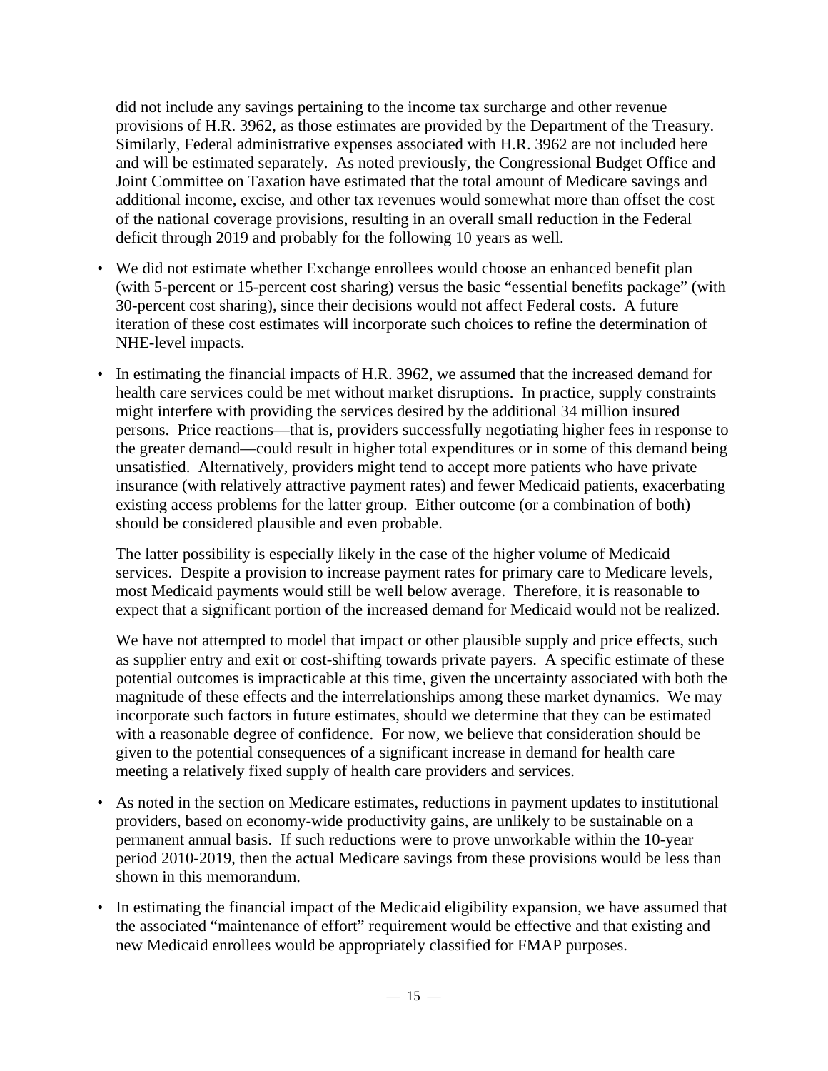did not include any savings pertaining to the income tax surcharge and other revenue provisions of H.R. 3962, as those estimates are provided by the Department of the Treasury. Similarly, Federal administrative expenses associated with H.R. 3962 are not included here and will be estimated separately. As noted previously, the Congressional Budget Office and Joint Committee on Taxation have estimated that the total amount of Medicare savings and additional income, excise, and other tax revenues would somewhat more than offset the cost of the national coverage provisions, resulting in an overall small reduction in the Federal deficit through 2019 and probably for the following 10 years as well.

- We did not estimate whether Exchange enrollees would choose an enhanced benefit plan (with 5-percent or 15-percent cost sharing) versus the basic "essential benefits package" (with 30-percent cost sharing), since their decisions would not affect Federal costs. A future iteration of these cost estimates will incorporate such choices to refine the determination of NHE-level impacts.

- In estimating the financial impacts of H.R. 3962, we assumed that the increased demand for health care services could be met without market disruptions. In practice, supply constraints might interfere with providing the services desired by the additional 34 million insured persons. Price reactions—that is, providers successfully negotiating higher fees in response to the greater demand—could result in higher total expenditures or in some of this demand being unsatisfied. Alternatively, providers might tend to accept more patients who have private insurance (with relatively attractive payment rates) and fewer Medicaid patients, exacerbating existing access problems for the latter group. Either outcome (or a combination of both) should be considered plausible and even probable.

  The latter possibility is especially likely in the case of the higher volume of Medicaid services. Despite a provision to increase payment rates for primary care to Medicare levels, most Medicaid payments would still be well below average. Therefore, it is reasonable to expect that a significant portion of the increased demand for Medicaid would not be realized.

  We have not attempted to model that impact or other plausible supply and price effects, such as supplier entry and exit or cost-shifting towards private payers. A specific estimate of these potential outcomes is impracticable at this time, given the uncertainty associated with both the magnitude of these effects and the interrelationships among these market dynamics. We may incorporate such factors in future estimates, should we determine that they can be estimated with a reasonable degree of confidence. For now, we believe that consideration should be given to the potential consequences of a significant increase in demand for health care meeting a relatively fixed supply of health care providers and services.

- As noted in the section on Medicare estimates, reductions in payment updates to institutional providers, based on economy-wide productivity gains, are unlikely to be sustainable on a permanent annual basis. If such reductions were to prove unworkable within the 10-year period 2010-2019, then the actual Medicare savings from these provisions would be less than shown in this memorandum.

- In estimating the financial impact of the Medicaid eligibility expansion, we have assumed that the associated "maintenance of effort" requirement would be effective and that existing and new Medicaid enrollees would be appropriately classified for FMAP purposes.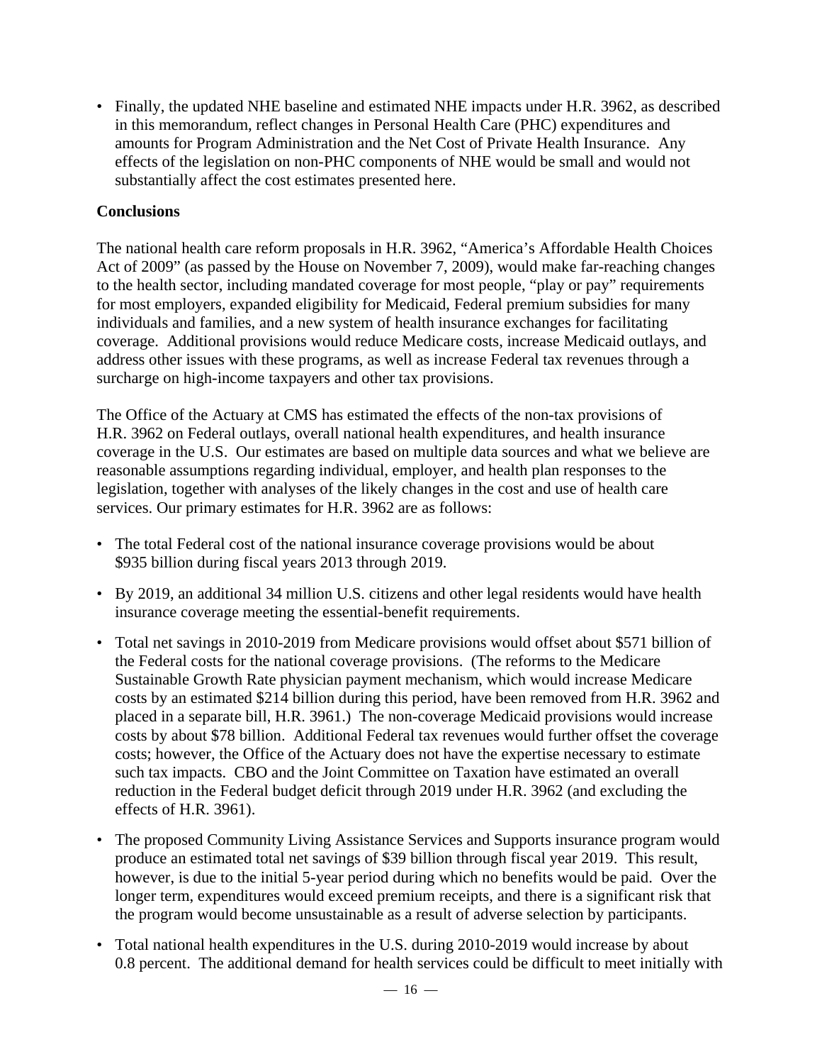- Finally, the updated NHE baseline and estimated NHE impacts under H.R. 3962, as described in this memorandum, reflect changes in Personal Health Care (PHC) expenditures and amounts for Program Administration and the Net Cost of Private Health Insurance. Any effects of the legislation on non-PHC components of NHE would be small and would not substantially affect the cost estimates presented here.

**Conclusions**

The national health care reform proposals in H.R. 3962, "America's Affordable Health Choices Act of 2009" (as passed by the House on November 7, 2009), would make far-reaching changes to the health sector, including mandated coverage for most people, "play or pay" requirements for most employers, expanded eligibility for Medicaid, Federal premium subsidies for many individuals and families, and a new system of health insurance exchanges for facilitating coverage. Additional provisions would reduce Medicare costs, increase Medicaid outlays, and address other issues with these programs, as well as increase Federal tax revenues through a surcharge on high-income taxpayers and other tax provisions.

The Office of the Actuary at CMS has estimated the effects of the non-tax provisions of H.R. 3962 on Federal outlays, overall national health expenditures, and health insurance coverage in the U.S. Our estimates are based on multiple data sources and what we believe are reasonable assumptions regarding individual, employer, and health plan responses to the legislation, together with analyses of the likely changes in the cost and use of health care services. Our primary estimates for H.R. 3962 are as follows:

- The total Federal cost of the national insurance coverage provisions would be about $935 billion during fiscal years 2013 through 2019.
- By 2019, an additional 34 million U.S. citizens and other legal residents would have health insurance coverage meeting the essential-benefit requirements.
- Total net savings in 2010-2019 from Medicare provisions would offset about $571 billion of the Federal costs for the national coverage provisions. (The reforms to the Medicare Sustainable Growth Rate physician payment mechanism, which would increase Medicare costs by an estimated $214 billion during this period, have been removed from H.R. 3962 and placed in a separate bill, H.R. 3961.) The non-coverage Medicaid provisions would increase costs by about $78 billion. Additional Federal tax revenues would further offset the coverage costs; however, the Office of the Actuary does not have the expertise necessary to estimate such tax impacts. CBO and the Joint Committee on Taxation have estimated an overall reduction in the Federal budget deficit through 2019 under H.R. 3962 (and excluding the effects of H.R. 3961).
- The proposed Community Living Assistance Services and Supports insurance program would produce an estimated total net savings of $39 billion through fiscal year 2019. This result, however, is due to the initial 5-year period during which no benefits would be paid. Over the longer term, expenditures would exceed premium receipts, and there is a significant risk that the program would become unsustainable as a result of adverse selection by participants.
- Total national health expenditures in the U.S. during 2010-2019 would increase by about 0.8 percent. The additional demand for health services could be difficult to meet initially with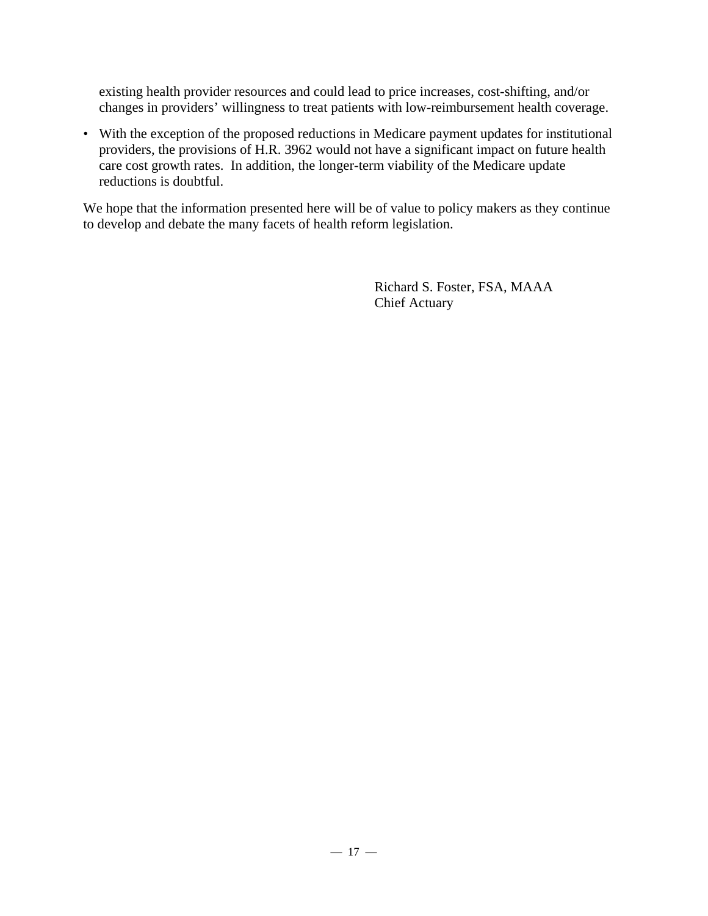existing health provider resources and could lead to price increases, cost-shifting, and/or changes in providers' willingness to treat patients with low-reimbursement health coverage.

- With the exception of the proposed reductions in Medicare payment updates for institutional providers, the provisions of H.R. 3962 would not have a significant impact on future health care cost growth rates. In addition, the longer-term viability of the Medicare update reductions is doubtful.

We hope that the information presented here will be of value to policy makers as they continue to develop and debate the many facets of health reform legislation.

Richard S. Foster, FSA, MAAA
Chief Actuary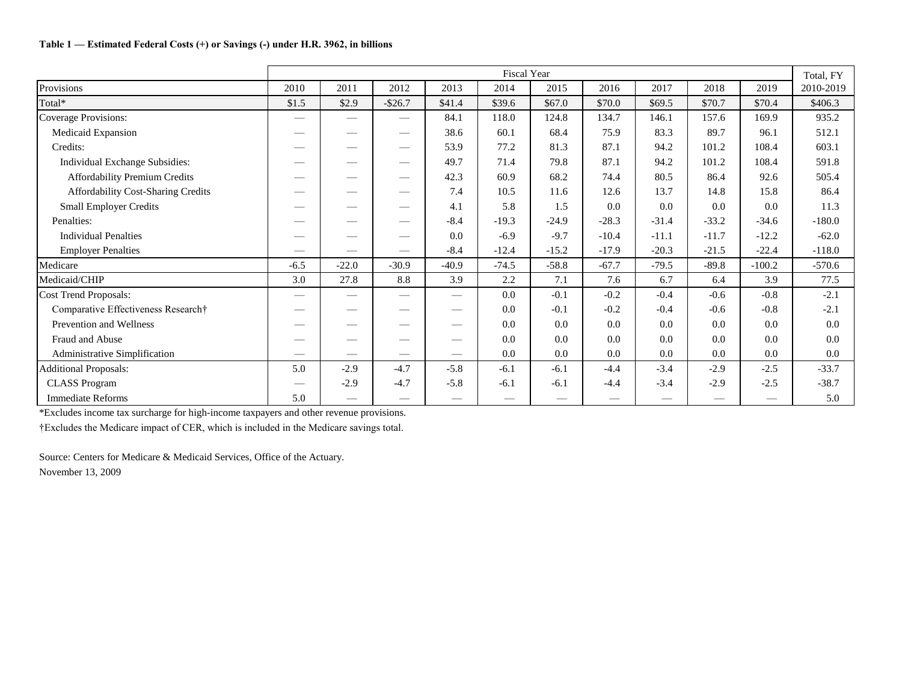**Table 1 — Estimated Federal Costs (+) or Savings (-) under H.R. 3962, in billions**

| | Fiscal Year | | | | | | | | | | Total, FY |
|---|---|---|---|---|---|---|---|---|---|---|---|
| Provisions | 2010 | 2011 | 2012 | 2013 | 2014 | 2015 | 2016 | 2017 | 2018 | 2019 | 2010-2019 |
| Total* | $1.5 | $2.9 | -$26.7 | $41.4 | $39.6 | $67.0 | $70.0 | $69.5 | $70.7 | $70.4 | $406.3 |
| Coverage Provisions: | — | — | — | 84.1 | 118.0 | 124.8 | 134.7 | 146.1 | 157.6 | 169.9 | 935.2 |
| Medicaid Expansion | — | — | — | 38.6 | 60.1 | 68.4 | 75.9 | 83.3 | 89.7 | 96.1 | 512.1 |
| Credits: | — | — | — | 53.9 | 77.2 | 81.3 | 87.1 | 94.2 | 101.2 | 108.4 | 603.1 |
| Individual Exchange Subsidies: | — | — | — | 49.7 | 71.4 | 79.8 | 87.1 | 94.2 | 101.2 | 108.4 | 591.8 |
| Affordability Premium Credits | — | — | — | 42.3 | 60.9 | 68.2 | 74.4 | 80.5 | 86.4 | 92.6 | 505.4 |
| Affordability Cost-Sharing Credits | — | — | — | 7.4 | 10.5 | 11.6 | 12.6 | 13.7 | 14.8 | 15.8 | 86.4 |
| Small Employer Credits | — | — | — | 4.1 | 5.8 | 1.5 | 0.0 | 0.0 | 0.0 | 0.0 | 11.3 |
| Penalties: | — | — | — | -8.4 | -19.3 | -24.9 | -28.3 | -31.4 | -33.2 | -34.6 | -180.0 |
| Individual Penalties | — | — | — | 0.0 | -6.9 | -9.7 | -10.4 | -11.1 | -11.7 | -12.2 | -62.0 |
| Employer Penalties | — | — | — | -8.4 | -12.4 | -15.2 | -17.9 | -20.3 | -21.5 | -22.4 | -118.0 |
| Medicare | -6.5 | -22.0 | -30.9 | -40.9 | -74.5 | -58.8 | -67.7 | -79.5 | -89.8 | -100.2 | -570.6 |
| Medicaid/CHIP | 3.0 | 27.8 | 8.8 | 3.9 | 2.2 | 7.1 | 7.6 | 6.7 | 6.4 | 3.9 | 77.5 |
| Cost Trend Proposals: | — | — | — | — | 0.0 | -0.1 | -0.2 | -0.4 | -0.6 | -0.8 | -2.1 |
| Comparative Effectiveness Research† | — | — | — | — | 0.0 | -0.1 | -0.2 | -0.4 | -0.6 | -0.8 | -2.1 |
| Prevention and Wellness | — | — | — | — | 0.0 | 0.0 | 0.0 | 0.0 | 0.0 | 0.0 | 0.0 |
| Fraud and Abuse | — | — | — | — | 0.0 | 0.0 | 0.0 | 0.0 | 0.0 | 0.0 | 0.0 |
| Administrative Simplification | — | — | — | — | 0.0 | 0.0 | 0.0 | 0.0 | 0.0 | 0.0 | 0.0 |
| Additional Proposals: | 5.0 | -2.9 | -4.7 | -5.8 | -6.1 | -6.1 | -4.4 | -3.4 | -2.9 | -2.5 | -33.7 |
| CLASS Program | — | -2.9 | -4.7 | -5.8 | -6.1 | -6.1 | -4.4 | -3.4 | -2.9 | -2.5 | -38.7 |
| Immediate Reforms | 5.0 | — | — | — | — | — | — | — | — | — | 5.0 |

*Excludes income tax surcharge for high-income taxpayers and other revenue provisions.

†Excludes the Medicare impact of CER, which is included in the Medicare savings total.

Source: Centers for Medicare & Medicaid Services, Office of the Actuary.
November 13, 2009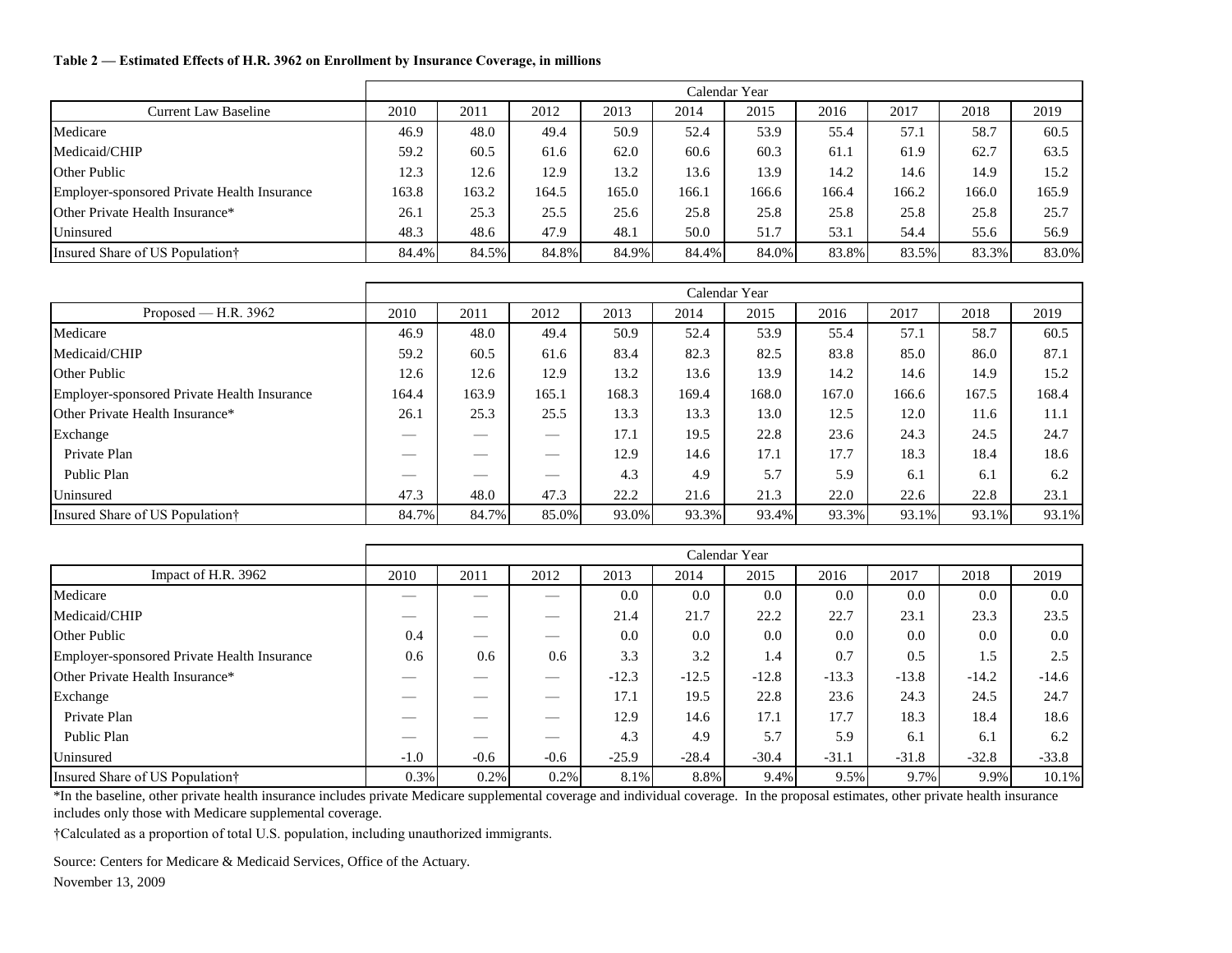**Table 2 — Estimated Effects of H.R. 3962 on Enrollment by Insurance Coverage, in millions**

| Current Law Baseline | Calendar Year 2010 | 2011 | 2012 | 2013 | 2014 | 2015 | 2016 | 2017 | 2018 | 2019 |
|---|---|---|---|---|---|---|---|---|---|---|
| Medicare | 46.9 | 48.0 | 49.4 | 50.9 | 52.4 | 53.9 | 55.4 | 57.1 | 58.7 | 60.5 |
| Medicaid/CHIP | 59.2 | 60.5 | 61.6 | 62.0 | 60.6 | 60.3 | 61.1 | 61.9 | 62.7 | 63.5 |
| Other Public | 12.3 | 12.6 | 12.9 | 13.2 | 13.6 | 13.9 | 14.2 | 14.6 | 14.9 | 15.2 |
| Employer-sponsored Private Health Insurance | 163.8 | 163.2 | 164.5 | 165.0 | 166.1 | 166.6 | 166.4 | 166.2 | 166.0 | 165.9 |
| Other Private Health Insurance* | 26.1 | 25.3 | 25.5 | 25.6 | 25.8 | 25.8 | 25.8 | 25.8 | 25.8 | 25.7 |
| Uninsured | 48.3 | 48.6 | 47.9 | 48.1 | 50.0 | 51.7 | 53.1 | 54.4 | 55.6 | 56.9 |
| Insured Share of US Population† | 84.4% | 84.5% | 84.8% | 84.9% | 84.4% | 84.0% | 83.8% | 83.5% | 83.3% | 83.0% |

| Proposed — H.R. 3962 | Calendar Year 2010 | 2011 | 2012 | 2013 | 2014 | 2015 | 2016 | 2017 | 2018 | 2019 |
|---|---|---|---|---|---|---|---|---|---|---|
| Medicare | 46.9 | 48.0 | 49.4 | 50.9 | 52.4 | 53.9 | 55.4 | 57.1 | 58.7 | 60.5 |
| Medicaid/CHIP | 59.2 | 60.5 | 61.6 | 83.4 | 82.3 | 82.5 | 83.8 | 85.0 | 86.0 | 87.1 |
| Other Public | 12.6 | 12.6 | 12.9 | 13.2 | 13.6 | 13.9 | 14.2 | 14.6 | 14.9 | 15.2 |
| Employer-sponsored Private Health Insurance | 164.4 | 163.9 | 165.1 | 168.3 | 169.4 | 168.0 | 167.0 | 166.6 | 167.5 | 168.4 |
| Other Private Health Insurance* | 26.1 | 25.3 | 25.5 | 13.3 | 13.3 | 13.0 | 12.5 | 12.0 | 11.6 | 11.1 |
| Exchange | — | — | — | 17.1 | 19.5 | 22.8 | 23.6 | 24.3 | 24.5 | 24.7 |
| Private Plan | — | — | — | 12.9 | 14.6 | 17.1 | 17.7 | 18.3 | 18.4 | 18.6 |
| Public Plan | — | — | — | 4.3 | 4.9 | 5.7 | 5.9 | 6.1 | 6.1 | 6.2 |
| Uninsured | 47.3 | 48.0 | 47.3 | 22.2 | 21.6 | 21.3 | 22.0 | 22.6 | 22.8 | 23.1 |
| Insured Share of US Population† | 84.7% | 84.7% | 85.0% | 93.0% | 93.3% | 93.4% | 93.3% | 93.1% | 93.1% | 93.1% |

| Impact of H.R. 3962 | Calendar Year 2010 | 2011 | 2012 | 2013 | 2014 | 2015 | 2016 | 2017 | 2018 | 2019 |
|---|---|---|---|---|---|---|---|---|---|---|
| Medicare | — | — | — | 0.0 | 0.0 | 0.0 | 0.0 | 0.0 | 0.0 | 0.0 |
| Medicaid/CHIP | — | — | — | 21.4 | 21.7 | 22.2 | 22.7 | 23.1 | 23.3 | 23.5 |
| Other Public | 0.4 | — | — | 0.0 | 0.0 | 0.0 | 0.0 | 0.0 | 0.0 | 0.0 |
| Employer-sponsored Private Health Insurance | 0.6 | 0.6 | 0.6 | 3.3 | 3.2 | 1.4 | 0.7 | 0.5 | 1.5 | 2.5 |
| Other Private Health Insurance* | — | — | — | -12.3 | -12.5 | -12.8 | -13.3 | -13.8 | -14.2 | -14.6 |
| Exchange | — | — | — | 17.1 | 19.5 | 22.8 | 23.6 | 24.3 | 24.5 | 24.7 |
| Private Plan | — | — | — | 12.9 | 14.6 | 17.1 | 17.7 | 18.3 | 18.4 | 18.6 |
| Public Plan | — | — | — | 4.3 | 4.9 | 5.7 | 5.9 | 6.1 | 6.1 | 6.2 |
| Uninsured | -1.0 | -0.6 | -0.6 | -25.9 | -28.4 | -30.4 | -31.1 | -31.8 | -32.8 | -33.8 |
| Insured Share of US Population† | 0.3% | 0.2% | 0.2% | 8.1% | 8.8% | 9.4% | 9.5% | 9.7% | 9.9% | 10.1% |

*In the baseline, other private health insurance includes private Medicare supplemental coverage and individual coverage. In the proposal estimates, other private health insurance includes only those with Medicare supplemental coverage.

†Calculated as a proportion of total U.S. population, including unauthorized immigrants.

Source: Centers for Medicare & Medicaid Services, Office of the Actuary.

November 13, 2009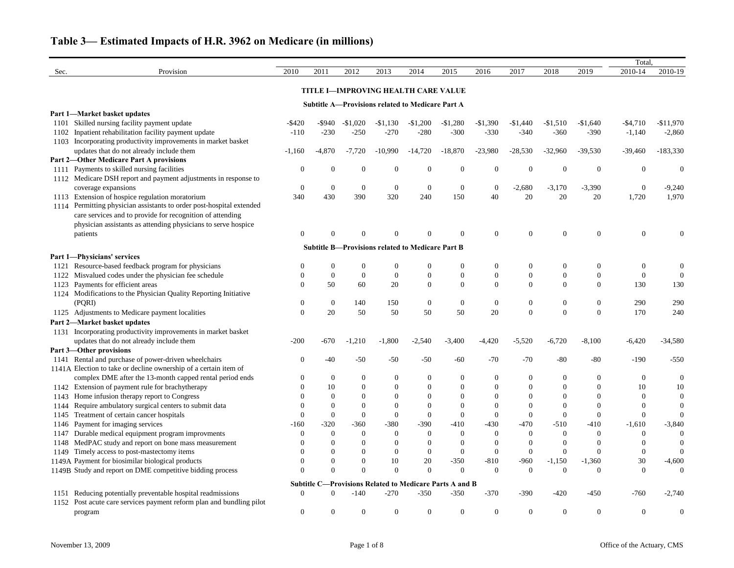# Table 3— Estimated Impacts of H.R. 3962 on Medicare (in millions)

| Sec. | Provision | 2010 | 2011 | 2012 | 2013 | 2014 | 2015 | 2016 | 2017 | 2018 | 2019 | Total, 2010-14 | Total, 2010-19 |
|---|---|---|---|---|---|---|---|---|---|---|---|---|---|
| | **TITLE I—IMPROVING HEALTH CARE VALUE** | | | | | | | | | | | | |
| | **Subtitle A—Provisions related to Medicare Part A** | | | | | | | | | | | | |
| | **Part 1—Market basket updates** | | | | | | | | | | | | |
| 1101 | Skilled nursing facility payment update | -$420 | -$940 | -$1,020 | -$1,130 | -$1,200 | -$1,280 | -$1,390 | -$1,440 | -$1,510 | -$1,640 | -$4,710 | -$11,970 |
| 1102 | Inpatient rehabilitation facility payment update | -110 | -230 | -250 | -270 | -280 | -300 | -330 | -340 | -360 | -390 | -1,140 | -2,860 |
| 1103 | Incorporating productivity improvements in market basket updates that do not already include them | -1,160 | -4,870 | -7,720 | -10,990 | -14,720 | -18,870 | -23,980 | -28,530 | -32,960 | -39,530 | -39,460 | -183,330 |
| | **Part 2—Other Medicare Part A provisions** | | | | | | | | | | | | |
| 1111 | Payments to skilled nursing facilities | 0 | 0 | 0 | 0 | 0 | 0 | 0 | 0 | 0 | 0 | 0 | 0 |
| 1112 | Medicare DSH report and payment adjustments in response to coverage expansions | 0 | 0 | 0 | 0 | 0 | 0 | 0 | -2,680 | -3,170 | -3,390 | 0 | -9,240 |
| 1113 | Extension of hospice regulation moratorium | 340 | 430 | 390 | 320 | 240 | 150 | 40 | 20 | 20 | 20 | 1,720 | 1,970 |
| 1114 | Permitting physician assistants to order post-hospital extended care services and to provide for recognition of attending physician assistants as attending physicians to serve hospice patients | 0 | 0 | 0 | 0 | 0 | 0 | 0 | 0 | 0 | 0 | 0 | 0 |
| | **Subtitle B—Provisions related to Medicare Part B** | | | | | | | | | | | | |
| | **Part 1—Physicians' services** | | | | | | | | | | | | |
| 1121 | Resource-based feedback program for physicians | 0 | 0 | 0 | 0 | 0 | 0 | 0 | 0 | 0 | 0 | 0 | 0 |
| 1122 | Misvalued codes under the physician fee schedule | 0 | 0 | 0 | 0 | 0 | 0 | 0 | 0 | 0 | 0 | 0 | 0 |
| 1123 | Payments for efficient areas | 0 | 50 | 60 | 20 | 0 | 0 | 0 | 0 | 0 | 0 | 130 | 130 |
| 1124 | Modifications to the Physician Quality Reporting Initiative (PQRI) | 0 | 0 | 140 | 150 | 0 | 0 | 0 | 0 | 0 | 0 | 290 | 290 |
| 1125 | Adjustments to Medicare payment localities | 0 | 20 | 50 | 50 | 50 | 50 | 20 | 0 | 0 | 0 | 170 | 240 |
| | **Part 2—Market basket updates** | | | | | | | | | | | | |
| 1131 | Incorporating productivity improvements in market basket updates that do not already include them | -200 | -670 | -1,210 | -1,800 | -2,540 | -3,400 | -4,420 | -5,520 | -6,720 | -8,100 | -6,420 | -34,580 |
| | **Part 3—Other provisions** | | | | | | | | | | | | |
| 1141 | Rental and purchase of power-driven wheelchairs | 0 | -40 | -50 | -50 | -50 | -60 | -70 | -70 | -80 | -80 | -190 | -550 |
| 1141A | Election to take or decline ownership of a certain item of complex DME after the 13-month capped rental period ends | 0 | 0 | 0 | 0 | 0 | 0 | 0 | 0 | 0 | 0 | 0 | 0 |
| 1142 | Extension of payment rule for brachytherapy | 0 | 10 | 0 | 0 | 0 | 0 | 0 | 0 | 0 | 0 | 10 | 10 |
| 1143 | Home infusion therapy report to Congress | 0 | 0 | 0 | 0 | 0 | 0 | 0 | 0 | 0 | 0 | 0 | 0 |
| 1144 | Require ambulatory surgical centers to submit data | 0 | 0 | 0 | 0 | 0 | 0 | 0 | 0 | 0 | 0 | 0 | 0 |
| 1145 | Treatment of certain cancer hospitals | 0 | 0 | 0 | 0 | 0 | 0 | 0 | 0 | 0 | 0 | 0 | 0 |
| 1146 | Payment for imaging services | -160 | -320 | -360 | -380 | -390 | -410 | -430 | -470 | -510 | -410 | -1,610 | -3,840 |
| 1147 | Durable medical equipment program improvments | 0 | 0 | 0 | 0 | 0 | 0 | 0 | 0 | 0 | 0 | 0 | 0 |
| 1148 | MedPAC study and report on bone mass measurement | 0 | 0 | 0 | 0 | 0 | 0 | 0 | 0 | 0 | 0 | 0 | 0 |
| 1149 | Timely access to post-mastectomy items | 0 | 0 | 0 | 0 | 0 | 0 | 0 | 0 | 0 | 0 | 0 | 0 |
| 1149A | Payment for biosimilar biological products | 0 | 0 | 0 | 10 | 20 | -350 | -810 | -960 | -1,150 | -1,360 | 30 | -4,600 |
| 1149B | Study and report on DME competitive bidding process | 0 | 0 | 0 | 0 | 0 | 0 | 0 | 0 | 0 | 0 | 0 | 0 |
| | **Subtitle C—Provisions Related to Medicare Parts A and B** | | | | | | | | | | | | |
| 1151 | Reducing potentially preventable hospital readmissions | 0 | 0 | -140 | -270 | -350 | -350 | -370 | -390 | -420 | -450 | -760 | -2,740 |
| 1152 | Post acute care services payment reform plan and bundling pilot program | 0 | 0 | 0 | 0 | 0 | 0 | 0 | 0 | 0 | 0 | 0 | 0 |

November 13, 2009 — Office of the Actuary, CMS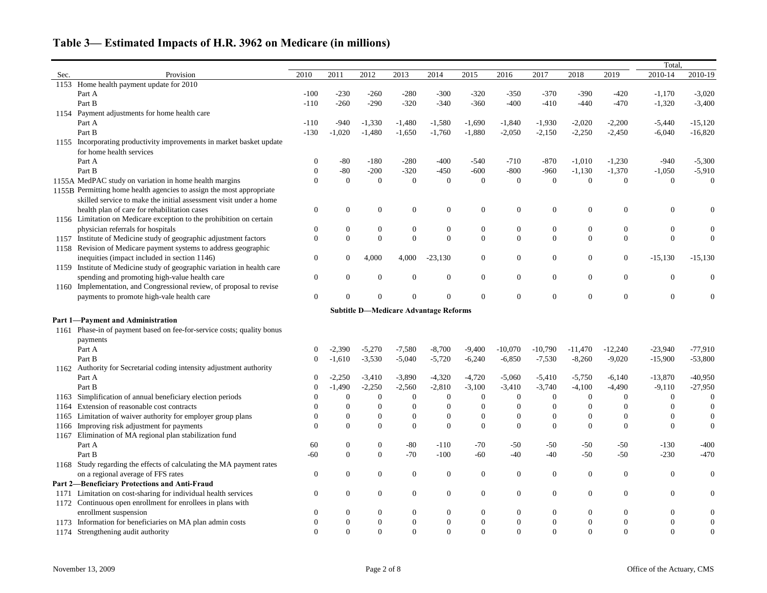## Table 3— Estimated Impacts of H.R. 3962 on Medicare (in millions)

| Sec. | Provision | 2010 | 2011 | 2012 | 2013 | 2014 | 2015 | 2016 | 2017 | 2018 | 2019 | Total, 2010-14 | Total, 2010-19 |
|---|---|---|---|---|---|---|---|---|---|---|---|---|---|
| 1153 | Home health payment update for 2010 | | | | | | | | | | | | |
| | Part A | -100 | -230 | -260 | -280 | -300 | -320 | -350 | -370 | -390 | -420 | -1,170 | -3,020 |
| | Part B | -110 | -260 | -290 | -320 | -340 | -360 | -400 | -410 | -440 | -470 | -1,320 | -3,400 |
| 1154 | Payment adjustments for home health care | | | | | | | | | | | | |
| | Part A | -110 | -940 | -1,330 | -1,480 | -1,580 | -1,690 | -1,840 | -1,930 | -2,020 | -2,200 | -5,440 | -15,120 |
| | Part B | -130 | -1,020 | -1,480 | -1,650 | -1,760 | -1,880 | -2,050 | -2,150 | -2,250 | -2,450 | -6,040 | -16,820 |
| 1155 | Incorporating productivity improvements in market basket update for home health services | | | | | | | | | | | | |
| | Part A | 0 | -80 | -180 | -280 | -400 | -540 | -710 | -870 | -1,010 | -1,230 | -940 | -5,300 |
| | Part B | 0 | -80 | -200 | -320 | -450 | -600 | -800 | -960 | -1,130 | -1,370 | -1,050 | -5,910 |
| 1155A | MedPAC study on variation in home health margins | 0 | 0 | 0 | 0 | 0 | 0 | 0 | 0 | 0 | 0 | 0 | 0 |
| 1155B | Permitting home health agencies to assign the most appropriate skilled service to make the initial assessment visit under a home health plan of care for rehabilitation cases | 0 | 0 | 0 | 0 | 0 | 0 | 0 | 0 | 0 | 0 | 0 | 0 |
| 1156 | Limitation on Medicare exception to the prohibition on certain physician referrals for hospitals | 0 | 0 | 0 | 0 | 0 | 0 | 0 | 0 | 0 | 0 | 0 | 0 |
| 1157 | Institute of Medicine study of geographic adjustment factors | 0 | 0 | 0 | 0 | 0 | 0 | 0 | 0 | 0 | 0 | 0 | 0 |
| 1158 | Revision of Medicare payment systems to address geographic inequities (impact included in section 1146) | 0 | 0 | 4,000 | 4,000 | -23,130 | 0 | 0 | 0 | 0 | 0 | -15,130 | -15,130 |
| 1159 | Institute of Medicine study of geographic variation in health care spending and promoting high-value health care | 0 | 0 | 0 | 0 | 0 | 0 | 0 | 0 | 0 | 0 | 0 | 0 |
| 1160 | Implementation, and Congressional review, of proposal to revise payments to promote high-vale health care | 0 | 0 | 0 | 0 | 0 | 0 | 0 | 0 | 0 | 0 | 0 | 0 |
| | **Subtitle D—Medicare Advantage Reforms** | | | | | | | | | | | | |
| | **Part 1—Payment and Administration** | | | | | | | | | | | | |
| 1161 | Phase-in of payment based on fee-for-service costs; quality bonus payments | | | | | | | | | | | | |
| | Part A | 0 | -2,390 | -5,270 | -7,580 | -8,700 | -9,400 | -10,070 | -10,790 | -11,470 | -12,240 | -23,940 | -77,910 |
| | Part B | 0 | -1,610 | -3,530 | -5,040 | -5,720 | -6,240 | -6,850 | -7,530 | -8,260 | -9,020 | -15,900 | -53,800 |
| 1162 | Authority for Secretarial coding intensity adjustment authority | | | | | | | | | | | | |
| | Part A | 0 | -2,250 | -3,410 | -3,890 | -4,320 | -4,720 | -5,060 | -5,410 | -5,750 | -6,140 | -13,870 | -40,950 |
| | Part B | 0 | -1,490 | -2,250 | -2,560 | -2,810 | -3,100 | -3,410 | -3,740 | -4,100 | -4,490 | -9,110 | -27,950 |
| 1163 | Simplification of annual beneficiary election periods | 0 | 0 | 0 | 0 | 0 | 0 | 0 | 0 | 0 | 0 | 0 | 0 |
| 1164 | Extension of reasonable cost contracts | 0 | 0 | 0 | 0 | 0 | 0 | 0 | 0 | 0 | 0 | 0 | 0 |
| 1165 | Limitation of waiver authority for employer group plans | 0 | 0 | 0 | 0 | 0 | 0 | 0 | 0 | 0 | 0 | 0 | 0 |
| 1166 | Improving risk adjustment for payments | 0 | 0 | 0 | 0 | 0 | 0 | 0 | 0 | 0 | 0 | 0 | 0 |
| 1167 | Elimination of MA regional plan stabilization fund | | | | | | | | | | | | |
| | Part A | 60 | 0 | 0 | -80 | -110 | -70 | -50 | -50 | -50 | -50 | -130 | -400 |
| | Part B | -60 | 0 | 0 | -70 | -100 | -60 | -40 | -40 | -50 | -50 | -230 | -470 |
| 1168 | Study regarding the effects of calculating the MA payment rates on a regional average of FFS rates | 0 | 0 | 0 | 0 | 0 | 0 | 0 | 0 | 0 | 0 | 0 | 0 |
| | **Part 2—Beneficiary Protections and Anti-Fraud** | | | | | | | | | | | | |
| 1171 | Limitation on cost-sharing for individual health services | 0 | 0 | 0 | 0 | 0 | 0 | 0 | 0 | 0 | 0 | 0 | 0 |
| 1172 | Continuous open enrollment for enrollees in plans with enrollment suspension | 0 | 0 | 0 | 0 | 0 | 0 | 0 | 0 | 0 | 0 | 0 | 0 |
| 1173 | Information for beneficiaries on MA plan admin costs | 0 | 0 | 0 | 0 | 0 | 0 | 0 | 0 | 0 | 0 | 0 | 0 |
| 1174 | Strengthening audit authority | 0 | 0 | 0 | 0 | 0 | 0 | 0 | 0 | 0 | 0 | 0 | 0 |

November 13, 2009 — Office of the Actuary, CMS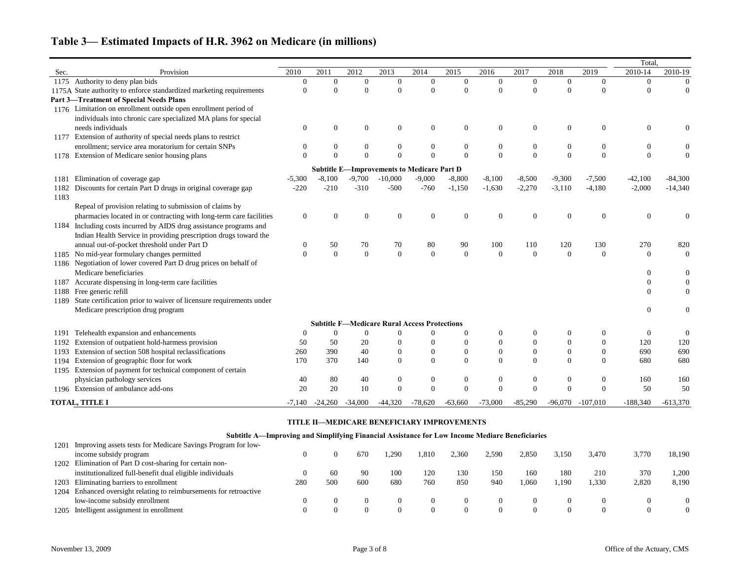# Table 3— Estimated Impacts of H.R. 3962 on Medicare (in millions)

| Sec. | Provision | 2010 | 2011 | 2012 | 2013 | 2014 | 2015 | 2016 | 2017 | 2018 | 2019 | Total, 2010-14 | Total, 2010-19 |
|---|---|---|---|---|---|---|---|---|---|---|---|---|---|
| 1175 | Authority to deny plan bids | 0 | 0 | 0 | 0 | 0 | 0 | 0 | 0 | 0 | 0 | 0 | 0 |
| 1175A | State authority to enforce standardized marketing requirements | 0 | 0 | 0 | 0 | 0 | 0 | 0 | 0 | 0 | 0 | 0 | 0 |
| | **Part 3—Treatment of Special Needs Plans** | | | | | | | | | | | | |
| 1176 | Limitation on enrollment outside open enrollment period of individuals into chronic care specialized MA plans for special needs individuals | 0 | 0 | 0 | 0 | 0 | 0 | 0 | 0 | 0 | 0 | 0 | 0 |
| 1177 | Extension of authority of special needs plans to restrict enrollment; service area moratorium for certain SNPs | 0 | 0 | 0 | 0 | 0 | 0 | 0 | 0 | 0 | 0 | 0 | 0 |
| 1178 | Extension of Medicare senior housing plans | 0 | 0 | 0 | 0 | 0 | 0 | 0 | 0 | 0 | 0 | 0 | 0 |
| | **Subtitle E—Improvements to Medicare Part D** | | | | | | | | | | | | |
| 1181 | Elimination of coverage gap | -5,300 | -8,100 | -9,700 | -10,000 | -9,000 | -8,800 | -8,100 | -8,500 | -9,300 | -7,500 | -42,100 | -84,300 |
| 1182 | Discounts for certain Part D drugs in original coverage gap | -220 | -210 | -310 | -500 | -760 | -1,150 | -1,630 | -2,270 | -3,110 | -4,180 | -2,000 | -14,340 |
| 1183 | Repeal of provision relating to submission of claims by pharmacies located in or contracting with long-term care facilities | 0 | 0 | 0 | 0 | 0 | 0 | 0 | 0 | 0 | 0 | 0 | 0 |
| 1184 | Including costs incurred by AIDS drug assistance programs and Indian Health Service in providing prescription drugs toward the annual out-of-pocket threshold under Part D | 0 | 50 | 70 | 70 | 80 | 90 | 100 | 110 | 120 | 130 | 270 | 820 |
| 1185 | No mid-year formulary changes permitted | 0 | 0 | 0 | 0 | 0 | 0 | 0 | 0 | 0 | 0 | 0 | 0 |
| 1186 | Negotiation of lower covered Part D drug prices on behalf of Medicare beneficiaries | | | | | | | | | | | 0 | 0 |
| 1187 | Accurate dispensing in long-term care facilities | | | | | | | | | | | 0 | 0 |
| 1188 | Free generic refill | | | | | | | | | | | 0 | 0 |
| 1189 | State certification prior to waiver of licensure requirements under Medicare prescription drug program | | | | | | | | | | | 0 | 0 |
| | **Subtitle F—Medicare Rural Access Protections** | | | | | | | | | | | | |
| 1191 | Telehealth expansion and enhancements | 0 | 0 | 0 | 0 | 0 | 0 | 0 | 0 | 0 | 0 | 0 | 0 |
| 1192 | Extension of outpatient hold-harmess provision | 50 | 50 | 20 | 0 | 0 | 0 | 0 | 0 | 0 | 0 | 120 | 120 |
| 1193 | Extension of section 508 hospital reclassifications | 260 | 390 | 40 | 0 | 0 | 0 | 0 | 0 | 0 | 0 | 690 | 690 |
| 1194 | Extension of geographic floor for work | 170 | 370 | 140 | 0 | 0 | 0 | 0 | 0 | 0 | 0 | 680 | 680 |
| 1195 | Extension of payment for technical component of certain physician pathology services | 40 | 80 | 40 | 0 | 0 | 0 | 0 | 0 | 0 | 0 | 160 | 160 |
| 1196 | Extension of ambulance add-ons | 20 | 20 | 10 | 0 | 0 | 0 | 0 | 0 | 0 | 0 | 50 | 50 |
| | **TOTAL, TITLE I** | -7,140 | -24,260 | -34,000 | -44,320 | -78,620 | -63,660 | -73,000 | -85,290 | -96,070 | -107,010 | -188,340 | -613,370 |
| | **TITLE II—MEDICARE BENEFICIARY IMPROVEMENTS** | | | | | | | | | | | | |
| | **Subtitle A—Improving and Simplifying Financial Assistance for Low Income Mediare Beneficiaries** | | | | | | | | | | | | |
| 1201 | Improving assets tests for Medicare Savings Program for low-income subsidy program | 0 | 0 | 670 | 1,290 | 1,810 | 2,360 | 2,590 | 2,850 | 3,150 | 3,470 | 3,770 | 18,190 |
| 1202 | Elimination of Part D cost-sharing for certain non-institutionalized full-benefit dual eligible individuals | 0 | 60 | 90 | 100 | 120 | 130 | 150 | 160 | 180 | 210 | 370 | 1,200 |
| 1203 | Eliminating barriers to enrollment | 280 | 500 | 600 | 680 | 760 | 850 | 940 | 1,060 | 1,190 | 1,330 | 2,820 | 8,190 |
| 1204 | Enhanced oversight relating to reimbursements for retroactive low-income subsidy enrollment | 0 | 0 | 0 | 0 | 0 | 0 | 0 | 0 | 0 | 0 | 0 | 0 |
| 1205 | Intelligent assignment in enrollment | 0 | 0 | 0 | 0 | 0 | 0 | 0 | 0 | 0 | 0 | 0 | 0 |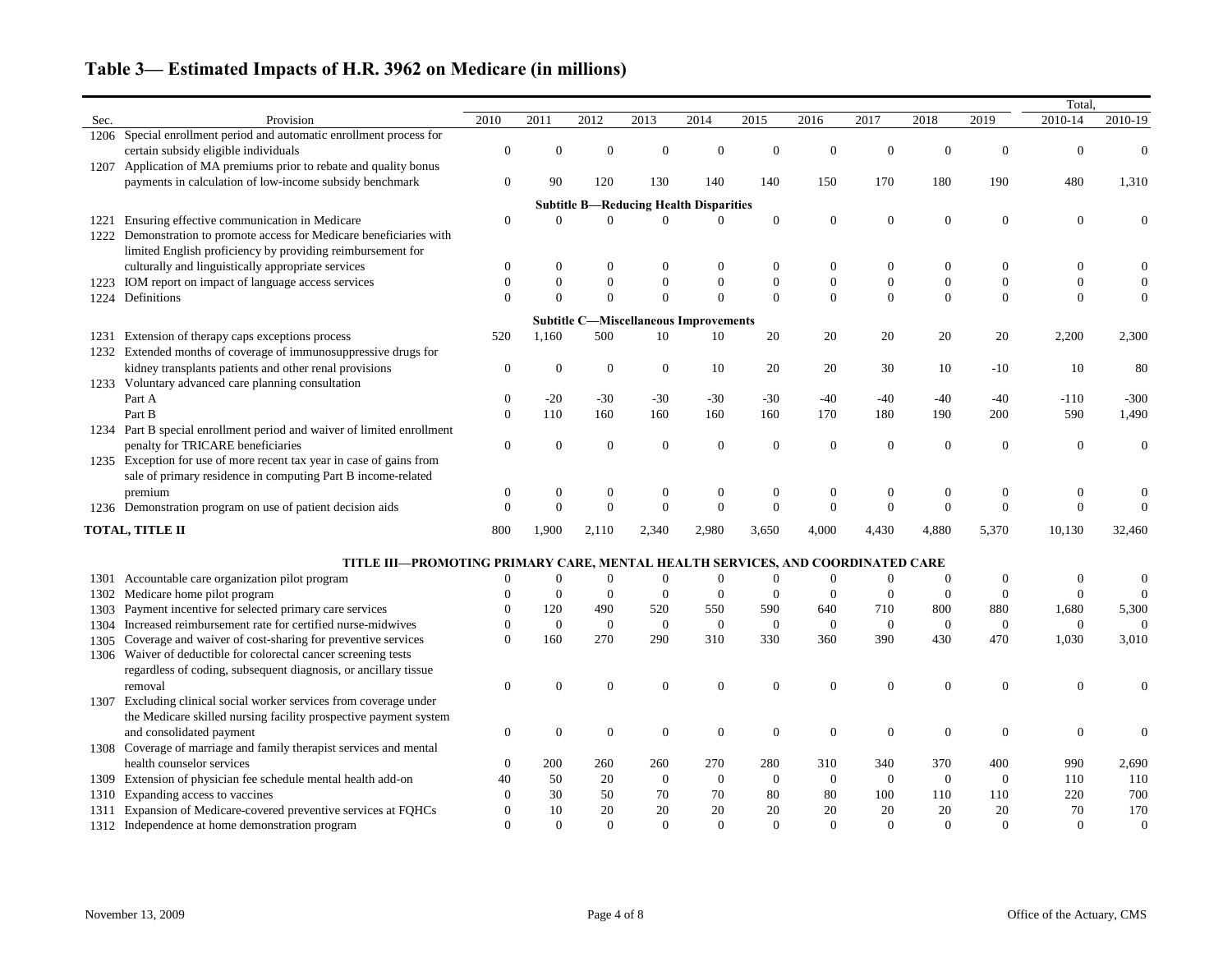## Table 3— Estimated Impacts of H.R. 3962 on Medicare (in millions)

| Sec. | Provision | 2010 | 2011 | 2012 | 2013 | 2014 | 2015 | 2016 | 2017 | 2018 | 2019 | Total, 2010-14 | Total, 2010-19 |
|---|---|---|---|---|---|---|---|---|---|---|---|---|---|
| 1206 | Special enrollment period and automatic enrollment process for certain subsidy eligible individuals | 0 | 0 | 0 | 0 | 0 | 0 | 0 | 0 | 0 | 0 | 0 | 0 |
| 1207 | Application of MA premiums prior to rebate and quality bonus payments in calculation of low-income subsidy benchmark | 0 | 90 | 120 | 130 | 140 | 140 | 150 | 170 | 180 | 190 | 480 | 1,310 |
| | **Subtitle B—Reducing Health Disparities** | | | | | | | | | | | | |
| 1221 | Ensuring effective communication in Medicare | 0 | 0 | 0 | 0 | 0 | 0 | 0 | 0 | 0 | 0 | 0 | 0 |
| 1222 | Demonstration to promote access for Medicare beneficiaries with limited English proficiency by providing reimbursement for culturally and linguistically appropriate services | 0 | 0 | 0 | 0 | 0 | 0 | 0 | 0 | 0 | 0 | 0 | 0 |
| 1223 | IOM report on impact of language access services | 0 | 0 | 0 | 0 | 0 | 0 | 0 | 0 | 0 | 0 | 0 | 0 |
| 1224 | Definitions | 0 | 0 | 0 | 0 | 0 | 0 | 0 | 0 | 0 | 0 | 0 | 0 |
| | **Subtitle C—Miscellaneous Improvements** | | | | | | | | | | | | |
| 1231 | Extension of therapy caps exceptions process | 520 | 1,160 | 500 | 10 | 10 | 20 | 20 | 20 | 20 | 20 | 2,200 | 2,300 |
| 1232 | Extended months of coverage of immunosuppressive drugs for kidney transplants patients and other renal provisions | 0 | 0 | 0 | 0 | 10 | 20 | 20 | 30 | 10 | -10 | 10 | 80 |
| 1233 | Voluntary advanced care planning consultation | | | | | | | | | | | | |
| | Part A | 0 | -20 | -30 | -30 | -30 | -30 | -40 | -40 | -40 | -40 | -110 | -300 |
| | Part B | 0 | 110 | 160 | 160 | 160 | 160 | 170 | 180 | 190 | 200 | 590 | 1,490 |
| 1234 | Part B special enrollment period and waiver of limited enrollment penalty for TRICARE beneficiaries | 0 | 0 | 0 | 0 | 0 | 0 | 0 | 0 | 0 | 0 | 0 | 0 |
| 1235 | Exception for use of more recent tax year in case of gains from sale of primary residence in computing Part B income-related premium | 0 | 0 | 0 | 0 | 0 | 0 | 0 | 0 | 0 | 0 | 0 | 0 |
| 1236 | Demonstration program on use of patient decision aids | 0 | 0 | 0 | 0 | 0 | 0 | 0 | 0 | 0 | 0 | 0 | 0 |
| **TOTAL, TITLE II** | | 800 | 1,900 | 2,110 | 2,340 | 2,980 | 3,650 | 4,000 | 4,430 | 4,880 | 5,370 | 10,130 | 32,460 |
| | **TITLE III—PROMOTING PRIMARY CARE, MENTAL HEALTH SERVICES, AND COORDINATED CARE** | | | | | | | | | | | | |
| 1301 | Accountable care organization pilot program | 0 | 0 | 0 | 0 | 0 | 0 | 0 | 0 | 0 | 0 | 0 | 0 |
| 1302 | Medicare home pilot program | 0 | 0 | 0 | 0 | 0 | 0 | 0 | 0 | 0 | 0 | 0 | 0 |
| 1303 | Payment incentive for selected primary care services | 0 | 120 | 490 | 520 | 550 | 590 | 640 | 710 | 800 | 880 | 1,680 | 5,300 |
| 1304 | Increased reimbursement rate for certified nurse-midwives | 0 | 0 | 0 | 0 | 0 | 0 | 0 | 0 | 0 | 0 | 0 | 0 |
| 1305 | Coverage and waiver of cost-sharing for preventive services | 0 | 160 | 270 | 290 | 310 | 330 | 360 | 390 | 430 | 470 | 1,030 | 3,010 |
| 1306 | Waiver of deductible for colorectal cancer screening tests regardless of coding, subsequent diagnosis, or ancillary tissue removal | 0 | 0 | 0 | 0 | 0 | 0 | 0 | 0 | 0 | 0 | 0 | 0 |
| 1307 | Excluding clinical social worker services from coverage under the Medicare skilled nursing facility prospective payment system and consolidated payment | 0 | 0 | 0 | 0 | 0 | 0 | 0 | 0 | 0 | 0 | 0 | 0 |
| 1308 | Coverage of marriage and family therapist services and mental health counselor services | 0 | 200 | 260 | 260 | 270 | 280 | 310 | 340 | 370 | 400 | 990 | 2,690 |
| 1309 | Extension of physician fee schedule mental health add-on | 40 | 50 | 20 | 0 | 0 | 0 | 0 | 0 | 0 | 0 | 110 | 110 |
| 1310 | Expanding access to vaccines | 0 | 30 | 50 | 70 | 70 | 80 | 80 | 100 | 110 | 110 | 220 | 700 |
| 1311 | Expansion of Medicare-covered preventive services at FQHCs | 0 | 10 | 20 | 20 | 20 | 20 | 20 | 20 | 20 | 20 | 70 | 170 |
| 1312 | Independence at home demonstration program | 0 | 0 | 0 | 0 | 0 | 0 | 0 | 0 | 0 | 0 | 0 | 0 |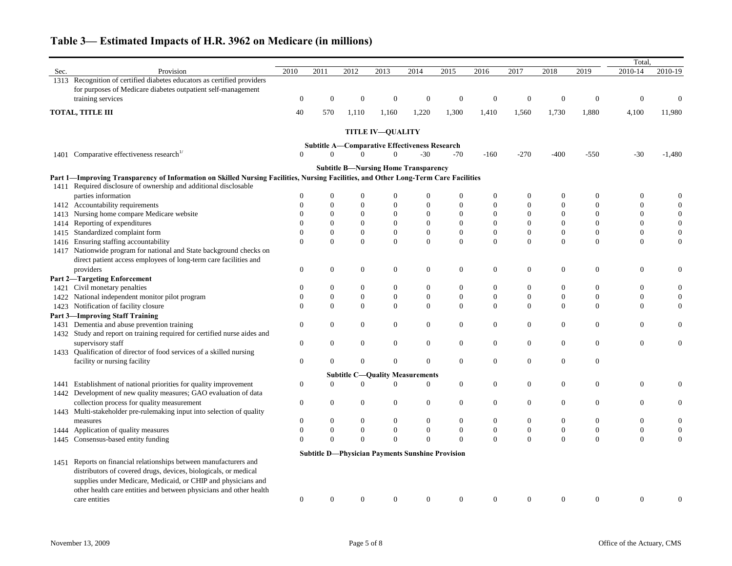## Table 3— Estimated Impacts of H.R. 3962 on Medicare (in millions)

| Sec. | Provision | 2010 | 2011 | 2012 | 2013 | 2014 | 2015 | 2016 | 2017 | 2018 | 2019 | Total, 2010-14 | Total, 2010-19 |
|---|---|---|---|---|---|---|---|---|---|---|---|---|---|
| 1313 | Recognition of certified diabetes educators as certified providers for purposes of Medicare diabetes outpatient self-management training services | 0 | 0 | 0 | 0 | 0 | 0 | 0 | 0 | 0 | 0 | 0 | 0 |
| **TOTAL, TITLE III** | | 40 | 570 | 1,110 | 1,160 | 1,220 | 1,300 | 1,410 | 1,560 | 1,730 | 1,880 | 4,100 | 11,980 |
| | **TITLE IV—QUALITY** | | | | | | | | | | | | |
| | **Subtitle A—Comparative Effectiveness Research** | | | | | | | | | | | | |
| 1401 | Comparative effectiveness research[1/] | 0 | 0 | 0 | 0 | -30 | -70 | -160 | -270 | -400 | -550 | -30 | -1,480 |
| | **Subtitle B—Nursing Home Transparency** | | | | | | | | | | | | |
| | **Part 1—Improving Transparency of Information on Skilled Nursing Facilities, Nursing Facilities, and Other Long-Term Care Facilities** | | | | | | | | | | | | |
| 1411 | Required disclosure of ownership and additional disclosable parties information | 0 | 0 | 0 | 0 | 0 | 0 | 0 | 0 | 0 | 0 | 0 | 0 |
| 1412 | Accountability requirements | 0 | 0 | 0 | 0 | 0 | 0 | 0 | 0 | 0 | 0 | 0 | 0 |
| 1413 | Nursing home compare Medicare website | 0 | 0 | 0 | 0 | 0 | 0 | 0 | 0 | 0 | 0 | 0 | 0 |
| 1414 | Reporting of expenditures | 0 | 0 | 0 | 0 | 0 | 0 | 0 | 0 | 0 | 0 | 0 | 0 |
| 1415 | Standardized complaint form | 0 | 0 | 0 | 0 | 0 | 0 | 0 | 0 | 0 | 0 | 0 | 0 |
| 1416 | Ensuring staffing accountability | 0 | 0 | 0 | 0 | 0 | 0 | 0 | 0 | 0 | 0 | 0 | 0 |
| 1417 | Nationwide program for national and State background checks on direct patient access employees of long-term care facilities and providers | 0 | 0 | 0 | 0 | 0 | 0 | 0 | 0 | 0 | 0 | 0 | 0 |
| | **Part 2—Targeting Enforcement** | | | | | | | | | | | | |
| 1421 | Civil monetary penalties | 0 | 0 | 0 | 0 | 0 | 0 | 0 | 0 | 0 | 0 | 0 | 0 |
| 1422 | National independent monitor pilot program | 0 | 0 | 0 | 0 | 0 | 0 | 0 | 0 | 0 | 0 | 0 | 0 |
| 1423 | Notification of facility closure | 0 | 0 | 0 | 0 | 0 | 0 | 0 | 0 | 0 | 0 | 0 | 0 |
| | **Part 3—Improving Staff Training** | | | | | | | | | | | | |
| 1431 | Dementia and abuse prevention training | 0 | 0 | 0 | 0 | 0 | 0 | 0 | 0 | 0 | 0 | 0 | 0 |
| 1432 | Study and report on training required for certified nurse aides and supervisory staff | 0 | 0 | 0 | 0 | 0 | 0 | 0 | 0 | 0 | 0 | 0 | 0 |
| 1433 | Qualification of director of food services of a skilled nursing facility or nursing facility | 0 | 0 | 0 | 0 | 0 | 0 | 0 | 0 | 0 | 0 | | |
| | **Subtitle C—Quality Measurements** | | | | | | | | | | | | |
| 1441 | Establishment of national priorities for quality improvement | 0 | 0 | 0 | 0 | 0 | 0 | 0 | 0 | 0 | 0 | 0 | 0 |
| 1442 | Development of new quality measures; GAO evaluation of data collection process for quality measurement | 0 | 0 | 0 | 0 | 0 | 0 | 0 | 0 | 0 | 0 | 0 | 0 |
| 1443 | Multi-stakeholder pre-rulemaking input into selection of quality measures | 0 | 0 | 0 | 0 | 0 | 0 | 0 | 0 | 0 | 0 | 0 | 0 |
| 1444 | Application of quality measures | 0 | 0 | 0 | 0 | 0 | 0 | 0 | 0 | 0 | 0 | 0 | 0 |
| 1445 | Consensus-based entity funding | 0 | 0 | 0 | 0 | 0 | 0 | 0 | 0 | 0 | 0 | 0 | 0 |
| | **Subtitle D—Physician Payments Sunshine Provision** | | | | | | | | | | | | |
| 1451 | Reports on financial relationships between manufacturers and distributors of covered drugs, devices, biologicals, or medical supplies under Medicare, Medicaid, or CHIP and physicians and other health care entities and between physicians and other health care entities | 0 | 0 | 0 | 0 | 0 | 0 | 0 | 0 | 0 | 0 | 0 | 0 |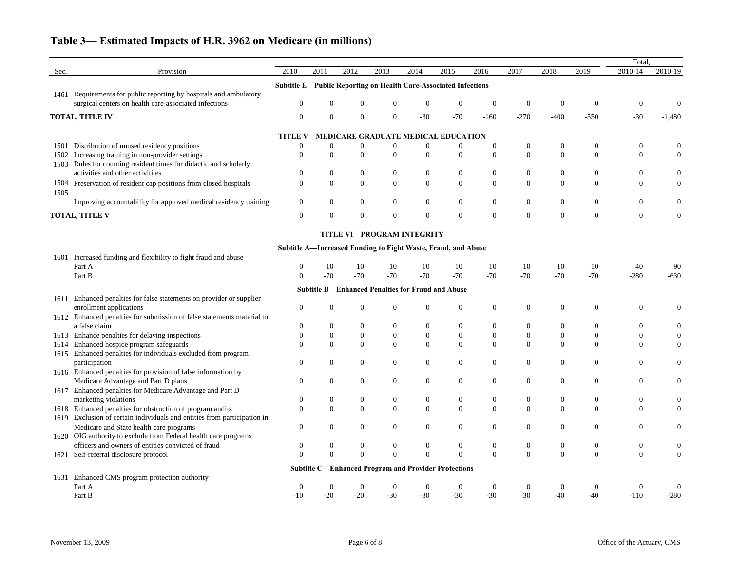## Table 3— Estimated Impacts of H.R. 3962 on Medicare (in millions)

| Sec. | Provision | 2010 | 2011 | 2012 | 2013 | 2014 | 2015 | 2016 | 2017 | 2018 | 2019 | Total, 2010-14 | Total, 2010-19 |
|---|---|---|---|---|---|---|---|---|---|---|---|---|---|
| | **Subtitle E—Public Reporting on Health Care-Associated Infections** | | | | | | | | | | | | |
| 1461 | Requirements for public reporting by hospitals and ambulatory surgical centers on health care-associated infections | 0 | 0 | 0 | 0 | 0 | 0 | 0 | 0 | 0 | 0 | 0 | 0 |
| **TOTAL, TITLE IV** | | 0 | 0 | 0 | 0 | -30 | -70 | -160 | -270 | -400 | -550 | -30 | -1,480 |
| | **TITLE V—MEDICARE GRADUATE MEDICAL EDUCATION** | | | | | | | | | | | | |
| 1501 | Distribution of unused residency positions | 0 | 0 | 0 | 0 | 0 | 0 | 0 | 0 | 0 | 0 | 0 | 0 |
| 1502 | Increasing training in non-provider settings | 0 | 0 | 0 | 0 | 0 | 0 | 0 | 0 | 0 | 0 | 0 | 0 |
| 1503 | Rules for counting resident times for didactic and scholarly activities and other activitites | 0 | 0 | 0 | 0 | 0 | 0 | 0 | 0 | 0 | 0 | 0 | 0 |
| 1504 | Preservation of resident cap positions from closed hospitals | 0 | 0 | 0 | 0 | 0 | 0 | 0 | 0 | 0 | 0 | 0 | 0 |
| 1505 | Improving accountability for approved medical residency training | 0 | 0 | 0 | 0 | 0 | 0 | 0 | 0 | 0 | 0 | 0 | 0 |
| **TOTAL, TITLE V** | | 0 | 0 | 0 | 0 | 0 | 0 | 0 | 0 | 0 | 0 | 0 | 0 |
| | **TITLE VI—PROGRAM INTEGRITY** | | | | | | | | | | | | |
| | **Subtitle A—Increased Funding to Fight Waste, Fraud, and Abuse** | | | | | | | | | | | | |
| 1601 | Increased funding and flexibility to fight fraud and abuse | | | | | | | | | | | | |
| | Part A | 0 | 10 | 10 | 10 | 10 | 10 | 10 | 10 | 10 | 10 | 40 | 90 |
| | Part B | 0 | -70 | -70 | -70 | -70 | -70 | -70 | -70 | -70 | -70 | -280 | -630 |
| | **Subtitle B—Enhanced Penalties for Fraud and Abuse** | | | | | | | | | | | | |
| 1611 | Enhanced penalties for false statements on provider or supplier enrollment applications | 0 | 0 | 0 | 0 | 0 | 0 | 0 | 0 | 0 | 0 | 0 | 0 |
| 1612 | Enhanced penalties for submission of false statements material to a false claim | 0 | 0 | 0 | 0 | 0 | 0 | 0 | 0 | 0 | 0 | 0 | 0 |
| 1613 | Enhance penalties for delaying inspections | 0 | 0 | 0 | 0 | 0 | 0 | 0 | 0 | 0 | 0 | 0 | 0 |
| 1614 | Enhanced hospice program safeguards | 0 | 0 | 0 | 0 | 0 | 0 | 0 | 0 | 0 | 0 | 0 | 0 |
| 1615 | Enhanced penalties for individuals excluded from program participation | 0 | 0 | 0 | 0 | 0 | 0 | 0 | 0 | 0 | 0 | 0 | 0 |
| 1616 | Enhanced penalties for provision of false information by Medicare Advantage and Part D plans | 0 | 0 | 0 | 0 | 0 | 0 | 0 | 0 | 0 | 0 | 0 | 0 |
| 1617 | Enhanced penalties for Medicare Advantage and Part D marketing violations | 0 | 0 | 0 | 0 | 0 | 0 | 0 | 0 | 0 | 0 | 0 | 0 |
| 1618 | Enhanced penalties for obstruction of program audits | 0 | 0 | 0 | 0 | 0 | 0 | 0 | 0 | 0 | 0 | 0 | 0 |
| 1619 | Exclusion of certain individuals and entities from participation in Medicare and State health care programs | 0 | 0 | 0 | 0 | 0 | 0 | 0 | 0 | 0 | 0 | 0 | 0 |
| 1620 | OIG authority to exclude from Federal health care programs officers and owners of entities convicted of fraud | 0 | 0 | 0 | 0 | 0 | 0 | 0 | 0 | 0 | 0 | 0 | 0 |
| 1621 | Self-referral disclosure protocol | 0 | 0 | 0 | 0 | 0 | 0 | 0 | 0 | 0 | 0 | 0 | 0 |
| | **Subtitle C—Enhanced Program and Provider Protections** | | | | | | | | | | | | |
| 1631 | Enhanced CMS program protection authority | | | | | | | | | | | | |
| | Part A | 0 | 0 | 0 | 0 | 0 | 0 | 0 | 0 | 0 | 0 | 0 | 0 |
| | Part B | -10 | -20 | -20 | -30 | -30 | -30 | -30 | -30 | -40 | -40 | -110 | -280 |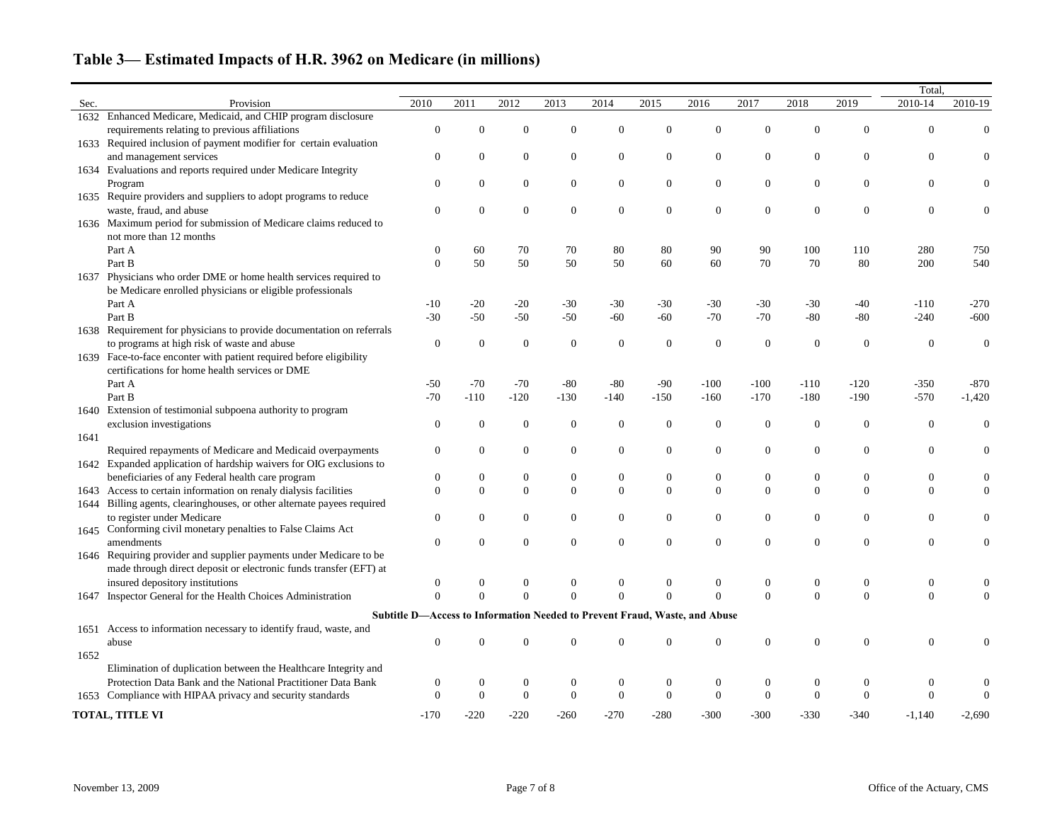## Table 3— Estimated Impacts of H.R. 3962 on Medicare (in millions)

| Sec. | Provision | 2010 | 2011 | 2012 | 2013 | 2014 | 2015 | 2016 | 2017 | 2018 | 2019 | Total, 2010-14 | Total, 2010-19 |
|---|---|---|---|---|---|---|---|---|---|---|---|---|---|
| 1632 | Enhanced Medicare, Medicaid, and CHIP program disclosure requirements relating to previous affiliations | 0 | 0 | 0 | 0 | 0 | 0 | 0 | 0 | 0 | 0 | 0 | 0 |
| 1633 | Required inclusion of payment modifier for certain evaluation and management services | 0 | 0 | 0 | 0 | 0 | 0 | 0 | 0 | 0 | 0 | 0 | 0 |
| 1634 | Evaluations and reports required under Medicare Integrity Program | 0 | 0 | 0 | 0 | 0 | 0 | 0 | 0 | 0 | 0 | 0 | 0 |
| 1635 | Require providers and suppliers to adopt programs to reduce waste, fraud, and abuse | 0 | 0 | 0 | 0 | 0 | 0 | 0 | 0 | 0 | 0 | 0 | 0 |
| 1636 | Maximum period for submission of Medicare claims reduced to not more than 12 months | | | | | | | | | | | | |
| | Part A | 0 | 60 | 70 | 70 | 80 | 80 | 90 | 90 | 100 | 110 | 280 | 750 |
| | Part B | 0 | 50 | 50 | 50 | 50 | 60 | 60 | 70 | 70 | 80 | 200 | 540 |
| 1637 | Physicians who order DME or home health services required to be Medicare enrolled physicians or eligible professionals | | | | | | | | | | | | |
| | Part A | -10 | -20 | -20 | -30 | -30 | -30 | -30 | -30 | -30 | -40 | -110 | -270 |
| | Part B | -30 | -50 | -50 | -50 | -60 | -60 | -70 | -70 | -80 | -80 | -240 | -600 |
| 1638 | Requirement for physicians to provide documentation on referrals to programs at high risk of waste and abuse | 0 | 0 | 0 | 0 | 0 | 0 | 0 | 0 | 0 | 0 | 0 | 0 |
| 1639 | Face-to-face enconter with patient required before eligibility certifications for home health services or DME | | | | | | | | | | | | |
| | Part A | -50 | -70 | -70 | -80 | -80 | -90 | -100 | -100 | -110 | -120 | -350 | -870 |
| | Part B | -70 | -110 | -120 | -130 | -140 | -150 | -160 | -170 | -180 | -190 | -570 | -1,420 |
| 1640 | Extension of testimonial subpoena authority to program exclusion investigations | 0 | 0 | 0 | 0 | 0 | 0 | 0 | 0 | 0 | 0 | 0 | 0 |
| 1641 | Required repayments of Medicare and Medicaid overpayments | 0 | 0 | 0 | 0 | 0 | 0 | 0 | 0 | 0 | 0 | 0 | 0 |
| 1642 | Expanded application of hardship waivers for OIG exclusions to beneficiaries of any Federal health care program | 0 | 0 | 0 | 0 | 0 | 0 | 0 | 0 | 0 | 0 | 0 | 0 |
| 1643 | Access to certain information on renaly dialysis facilities | 0 | 0 | 0 | 0 | 0 | 0 | 0 | 0 | 0 | 0 | 0 | 0 |
| 1644 | Billing agents, clearinghouses, or other alternate payees required to register under Medicare | 0 | 0 | 0 | 0 | 0 | 0 | 0 | 0 | 0 | 0 | 0 | 0 |
| 1645 | Conforming civil monetary penalties to False Claims Act amendments | 0 | 0 | 0 | 0 | 0 | 0 | 0 | 0 | 0 | 0 | 0 | 0 |
| 1646 | Requiring provider and supplier payments under Medicare to be made through direct deposit or electronic funds transfer (EFT) at insured depository institutions | 0 | 0 | 0 | 0 | 0 | 0 | 0 | 0 | 0 | 0 | 0 | 0 |
| 1647 | Inspector General for the Health Choices Administration | 0 | 0 | 0 | 0 | 0 | 0 | 0 | 0 | 0 | 0 | 0 | 0 |
| | **Subtitle D—Access to Information Needed to Prevent Fraud, Waste, and Abuse** | | | | | | | | | | | | |
| 1651 | Access to information necessary to identify fraud, waste, and abuse | 0 | 0 | 0 | 0 | 0 | 0 | 0 | 0 | 0 | 0 | 0 | 0 |
| 1652 | Elimination of duplication between the Healthcare Integrity and Protection Data Bank and the National Practitioner Data Bank | 0 | 0 | 0 | 0 | 0 | 0 | 0 | 0 | 0 | 0 | 0 | 0 |
| 1653 | Compliance with HIPAA privacy and security standards | 0 | 0 | 0 | 0 | 0 | 0 | 0 | 0 | 0 | 0 | 0 | 0 |
| **TOTAL, TITLE VI** | | -170 | -220 | -220 | -260 | -270 | -280 | -300 | -300 | -330 | -340 | -1,140 | -2,690 |

November 13, 2009 — Office of the Actuary, CMS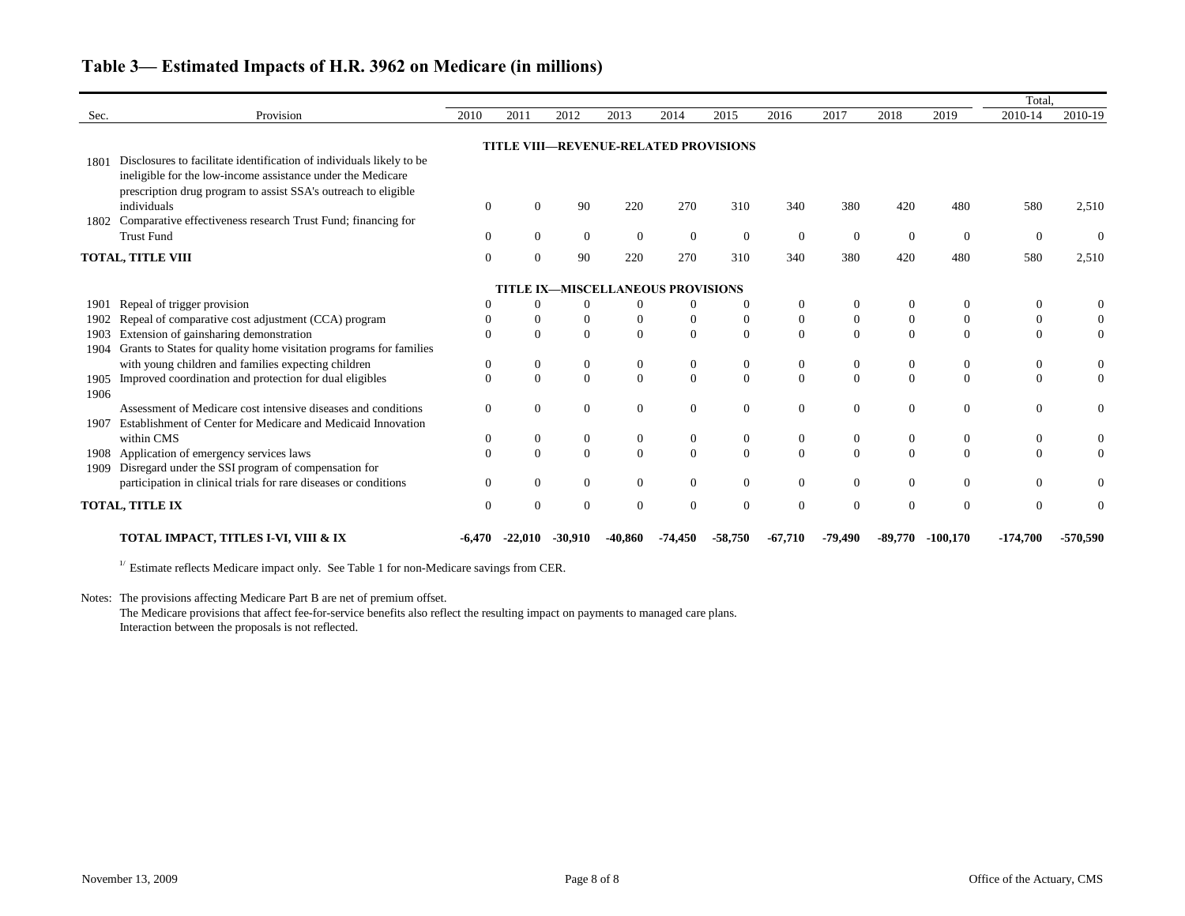## Table 3— Estimated Impacts of H.R. 3962 on Medicare (in millions)

| Sec. | Provision | 2010 | 2011 | 2012 | 2013 | 2014 | 2015 | 2016 | 2017 | 2018 | 2019 | Total, 2010-14 | Total, 2010-19 |
|---|---|---|---|---|---|---|---|---|---|---|---|---|---|
| | **TITLE VIII—REVENUE-RELATED PROVISIONS** | | | | | | | | | | | | |
| 1801 | Disclosures to facilitate identification of individuals likely to be ineligible for the low-income assistance under the Medicare prescription drug program to assist SSA's outreach to eligible individuals | 0 | 0 | 90 | 220 | 270 | 310 | 340 | 380 | 420 | 480 | 580 | 2,510 |
| 1802 | Comparative effectiveness research Trust Fund; financing for Trust Fund | 0 | 0 | 0 | 0 | 0 | 0 | 0 | 0 | 0 | 0 | 0 | 0 |
| **TOTAL, TITLE VIII** | | 0 | 0 | 90 | 220 | 270 | 310 | 340 | 380 | 420 | 480 | 580 | 2,510 |
| | **TITLE IX—MISCELLANEOUS PROVISIONS** | | | | | | | | | | | | |
| 1901 | Repeal of trigger provision | 0 | 0 | 0 | 0 | 0 | 0 | 0 | 0 | 0 | 0 | 0 | 0 |
| 1902 | Repeal of comparative cost adjustment (CCA) program | 0 | 0 | 0 | 0 | 0 | 0 | 0 | 0 | 0 | 0 | 0 | 0 |
| 1903 | Extension of gainsharing demonstration | 0 | 0 | 0 | 0 | 0 | 0 | 0 | 0 | 0 | 0 | 0 | 0 |
| 1904 | Grants to States for quality home visitation programs for families with young children and families expecting children | 0 | 0 | 0 | 0 | 0 | 0 | 0 | 0 | 0 | 0 | 0 | 0 |
| 1905 | Improved coordination and protection for dual eligibles | 0 | 0 | 0 | 0 | 0 | 0 | 0 | 0 | 0 | 0 | 0 | 0 |
| 1906 | Assessment of Medicare cost intensive diseases and conditions | 0 | 0 | 0 | 0 | 0 | 0 | 0 | 0 | 0 | 0 | 0 | 0 |
| 1907 | Establishment of Center for Medicare and Medicaid Innovation within CMS | 0 | 0 | 0 | 0 | 0 | 0 | 0 | 0 | 0 | 0 | 0 | 0 |
| 1908 | Application of emergency services laws | 0 | 0 | 0 | 0 | 0 | 0 | 0 | 0 | 0 | 0 | 0 | 0 |
| 1909 | Disregard under the SSI program of compensation for participation in clinical trials for rare diseases or conditions | 0 | 0 | 0 | 0 | 0 | 0 | 0 | 0 | 0 | 0 | 0 | 0 |
| **TOTAL, TITLE IX** | | 0 | 0 | 0 | 0 | 0 | 0 | 0 | 0 | 0 | 0 | 0 | 0 |
| | **TOTAL IMPACT, TITLES I-VI, VIII & IX** | **-6,470** | **-22,010** | **-30,910** | **-40,860** | **-74,450** | **-58,750** | **-67,710** | **-79,490** | **-89,770** | **-100,170** | **-174,700** | **-570,590** |

[1/] Estimate reflects Medicare impact only. See Table 1 for non-Medicare savings from CER.

Notes: The provisions affecting Medicare Part B are net of premium offset.
The Medicare provisions that affect fee-for-service benefits also reflect the resulting impact on payments to managed care plans.
Interaction between the proposals is not reflected.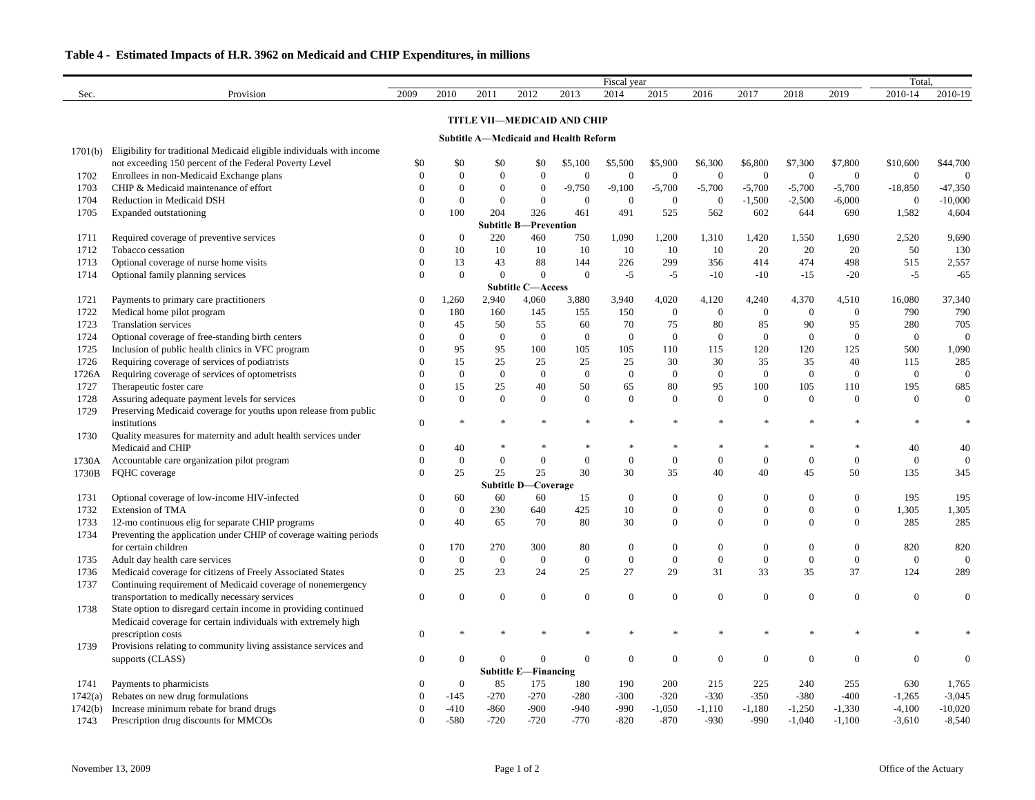## Table 4 - Estimated Impacts of H.R. 3962 on Medicaid and CHIP Expenditures, in millions

| Sec. | Provision | 2009 | 2010 | 2011 | 2012 | 2013 | 2014 | 2015 | 2016 | 2017 | 2018 | 2019 | Total, 2010-14 | Total, 2010-19 |
|---|---|---|---|---|---|---|---|---|---|---|---|---|---|---|
| | **TITLE VII—MEDICAID AND CHIP** | | | | | | | | | | | | | |
| | **Subtitle A—Medicaid and Health Reform** | | | | | | | | | | | | | |
| 1701(b) | Eligibility for traditional Medicaid eligible individuals with income not exceeding 150 percent of the Federal Poverty Level | $0 | $0 | $0 | $0 | $5,100 | $5,500 | $5,900 | $6,300 | $6,800 | $7,300 | $7,800 | $10,600 | $44,700 |
| 1702 | Enrollees in non-Medicaid Exchange plans | 0 | 0 | 0 | 0 | 0 | 0 | 0 | 0 | 0 | 0 | 0 | 0 | 0 |
| 1703 | CHIP & Medicaid maintenance of effort | 0 | 0 | 0 | 0 | -9,750 | -9,100 | -5,700 | -5,700 | -5,700 | -5,700 | -5,700 | -18,850 | -47,350 |
| 1704 | Reduction in Medicaid DSH | 0 | 0 | 0 | 0 | 0 | 0 | 0 | 0 | -1,500 | -2,500 | -6,000 | 0 | -10,000 |
| 1705 | Expanded outstationing | 0 | 100 | 204 | 326 | 461 | 491 | 525 | 562 | 602 | 644 | 690 | 1,582 | 4,604 |
| | **Subtitle B—Prevention** | | | | | | | | | | | | | |
| 1711 | Required coverage of preventive services | 0 | 0 | 220 | 460 | 750 | 1,090 | 1,200 | 1,310 | 1,420 | 1,550 | 1,690 | 2,520 | 9,690 |
| 1712 | Tobacco cessation | 0 | 10 | 10 | 10 | 10 | 10 | 10 | 10 | 20 | 20 | 20 | 50 | 130 |
| 1713 | Optional coverage of nurse home visits | 0 | 13 | 43 | 88 | 144 | 226 | 299 | 356 | 414 | 474 | 498 | 515 | 2,557 |
| 1714 | Optional family planning services | 0 | 0 | 0 | 0 | 0 | -5 | -5 | -10 | -10 | -15 | -20 | -5 | -65 |
| | **Subtitle C—Access** | | | | | | | | | | | | | |
| 1721 | Payments to primary care practitioners | 0 | 1,260 | 2,940 | 4,060 | 3,880 | 3,940 | 4,020 | 4,120 | 4,240 | 4,370 | 4,510 | 16,080 | 37,340 |
| 1722 | Medical home pilot program | 0 | 180 | 160 | 145 | 155 | 150 | 0 | 0 | 0 | 0 | 0 | 790 | 790 |
| 1723 | Translation services | 0 | 45 | 50 | 55 | 60 | 70 | 75 | 80 | 85 | 90 | 95 | 280 | 705 |
| 1724 | Optional coverage of free-standing birth centers | 0 | 0 | 0 | 0 | 0 | 0 | 0 | 0 | 0 | 0 | 0 | 0 | 0 |
| 1725 | Inclusion of public health clinics in VFC program | 0 | 95 | 95 | 100 | 105 | 105 | 110 | 115 | 120 | 120 | 125 | 500 | 1,090 |
| 1726 | Requiring coverage of services of podiatrists | 0 | 15 | 25 | 25 | 25 | 25 | 30 | 30 | 35 | 35 | 40 | 115 | 285 |
| 1726A | Requiring coverage of services of optometrists | 0 | 0 | 0 | 0 | 0 | 0 | 0 | 0 | 0 | 0 | 0 | 0 | 0 |
| 1727 | Therapeutic foster care | 0 | 15 | 25 | 40 | 50 | 65 | 80 | 95 | 100 | 105 | 110 | 195 | 685 |
| 1728 | Assuring adequate payment levels for services | 0 | 0 | 0 | 0 | 0 | 0 | 0 | 0 | 0 | 0 | 0 | 0 | 0 |
| 1729 | Preserving Medicaid coverage for youths upon release from public institutions | 0 | * | * | * | * | * | * | * | * | * | * | * | * |
| 1730 | Quality measures for maternity and adult health services under Medicaid and CHIP | 0 | 40 | * | * | * | * | * | * | * | * | * | 40 | 40 |
| 1730A | Accountable care organization pilot program | 0 | 0 | 0 | 0 | 0 | 0 | 0 | 0 | 0 | 0 | 0 | 0 | 0 |
| 1730B | FQHC coverage | 0 | 25 | 25 | 25 | 30 | 30 | 35 | 40 | 40 | 45 | 50 | 135 | 345 |
| | **Subtitle D—Coverage** | | | | | | | | | | | | | |
| 1731 | Optional coverage of low-income HIV-infected | 0 | 60 | 60 | 60 | 15 | 0 | 0 | 0 | 0 | 0 | 0 | 195 | 195 |
| 1732 | Extension of TMA | 0 | 0 | 230 | 640 | 425 | 10 | 0 | 0 | 0 | 0 | 0 | 1,305 | 1,305 |
| 1733 | 12-mo continuous elig for separate CHIP programs | 0 | 40 | 65 | 70 | 80 | 30 | 0 | 0 | 0 | 0 | 0 | 285 | 285 |
| 1734 | Preventing the application under CHIP of coverage waiting periods for certain children | 0 | 170 | 270 | 300 | 80 | 0 | 0 | 0 | 0 | 0 | 0 | 820 | 820 |
| 1735 | Adult day health care services | 0 | 0 | 0 | 0 | 0 | 0 | 0 | 0 | 0 | 0 | 0 | 0 | 0 |
| 1736 | Medicaid coverage for citizens of Freely Associated States | 0 | 25 | 23 | 24 | 25 | 27 | 29 | 31 | 33 | 35 | 37 | 124 | 289 |
| 1737 | Continuing requirement of Medicaid coverage of nonemergency transportation to medically necessary services | 0 | 0 | 0 | 0 | 0 | 0 | 0 | 0 | 0 | 0 | 0 | 0 | 0 |
| 1738 | State option to disregard certain income in providing continued Medicaid coverage for certain individuals with extremely high prescription costs | 0 | * | * | * | * | * | * | * | * | * | * | * | * |
| 1739 | Provisions relating to community living assistance services and supports (CLASS) | 0 | 0 | 0 | 0 | 0 | 0 | 0 | 0 | 0 | 0 | 0 | 0 | 0 |
| | **Subtitle E—Financing** | | | | | | | | | | | | | |
| 1741 | Payments to pharmicists | 0 | 0 | 85 | 175 | 180 | 190 | 200 | 215 | 225 | 240 | 255 | 630 | 1,765 |
| 1742(a) | Rebates on new drug formulations | 0 | -145 | -270 | -270 | -280 | -300 | -320 | -330 | -350 | -380 | -400 | -1,265 | -3,045 |
| 1742(b) | Increase minimum rebate for brand drugs | 0 | -410 | -860 | -900 | -940 | -990 | -1,050 | -1,110 | -1,180 | -1,250 | -1,330 | -4,100 | -10,020 |
| 1743 | Prescription drug discounts for MMCOs | 0 | -580 | -720 | -720 | -770 | -820 | -870 | -930 | -990 | -1,040 | -1,100 | -3,610 | -8,540 |

November 13, 2009 — Office of the Actuary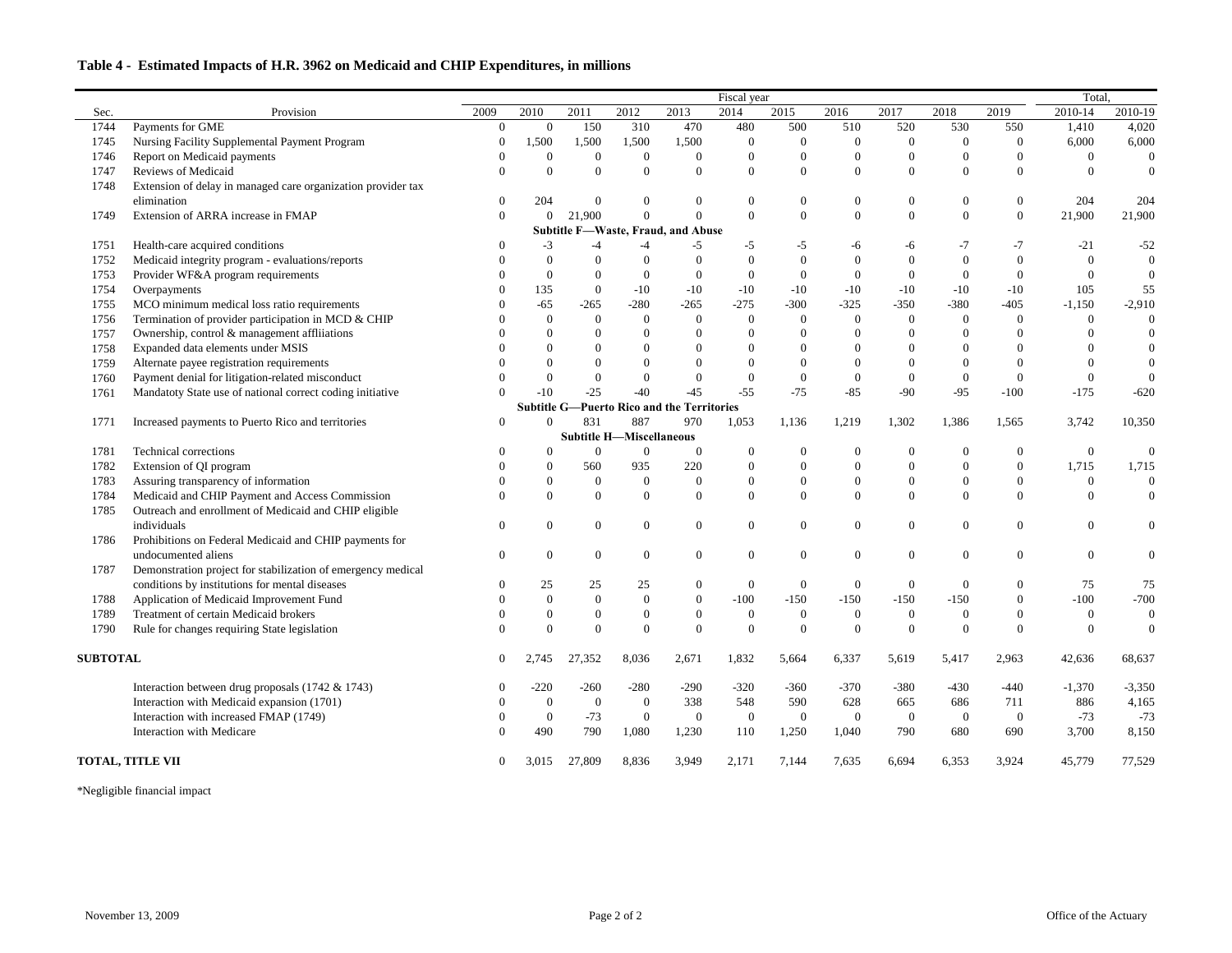### Table 4 - Estimated Impacts of H.R. 3962 on Medicaid and CHIP Expenditures, in millions

| Sec. | Provision | Fiscal year 2009 | 2010 | 2011 | 2012 | 2013 | 2014 | 2015 | 2016 | 2017 | 2018 | 2019 | Total, 2010-14 | 2010-19 |
|---|---|---|---|---|---|---|---|---|---|---|---|---|---|---|
| 1744 | Payments for GME | 0 | 0 | 150 | 310 | 470 | 480 | 500 | 510 | 520 | 530 | 550 | 1,410 | 4,020 |
| 1745 | Nursing Facility Supplemental Payment Program | 0 | 1,500 | 1,500 | 1,500 | 1,500 | 0 | 0 | 0 | 0 | 0 | 0 | 6,000 | 6,000 |
| 1746 | Report on Medicaid payments | 0 | 0 | 0 | 0 | 0 | 0 | 0 | 0 | 0 | 0 | 0 | 0 | 0 |
| 1747 | Reviews of Medicaid | 0 | 0 | 0 | 0 | 0 | 0 | 0 | 0 | 0 | 0 | 0 | 0 | 0 |
| 1748 | Extension of delay in managed care organization provider tax elimination | 0 | 204 | 0 | 0 | 0 | 0 | 0 | 0 | 0 | 0 | 0 | 204 | 204 |
| 1749 | Extension of ARRA increase in FMAP | 0 | 0 | 21,900 | 0 | 0 | 0 | 0 | 0 | 0 | 0 | 0 | 21,900 | 21,900 |
| | **Subtitle F—Waste, Fraud, and Abuse** | | | | | | | | | | | | | |
| 1751 | Health-care acquired conditions | 0 | -3 | -4 | -4 | -5 | -5 | -5 | -6 | -6 | -7 | -7 | -21 | -52 |
| 1752 | Medicaid integrity program - evaluations/reports | 0 | 0 | 0 | 0 | 0 | 0 | 0 | 0 | 0 | 0 | 0 | 0 | 0 |
| 1753 | Provider WF&A program requirements | 0 | 0 | 0 | 0 | 0 | 0 | 0 | 0 | 0 | 0 | 0 | 0 | 0 |
| 1754 | Overpayments | 0 | 135 | 0 | -10 | -10 | -10 | -10 | -10 | -10 | -10 | -10 | 105 | 55 |
| 1755 | MCO minimum medical loss ratio requirements | 0 | -65 | -265 | -280 | -265 | -275 | -300 | -325 | -350 | -380 | -405 | -1,150 | -2,910 |
| 1756 | Termination of provider participation in MCD & CHIP | 0 | 0 | 0 | 0 | 0 | 0 | 0 | 0 | 0 | 0 | 0 | 0 | 0 |
| 1757 | Ownership, control & management affliiations | 0 | 0 | 0 | 0 | 0 | 0 | 0 | 0 | 0 | 0 | 0 | 0 | 0 |
| 1758 | Expanded data elements under MSIS | 0 | 0 | 0 | 0 | 0 | 0 | 0 | 0 | 0 | 0 | 0 | 0 | 0 |
| 1759 | Alternate payee registration requirements | 0 | 0 | 0 | 0 | 0 | 0 | 0 | 0 | 0 | 0 | 0 | 0 | 0 |
| 1760 | Payment denial for litigation-related misconduct | 0 | 0 | 0 | 0 | 0 | 0 | 0 | 0 | 0 | 0 | 0 | 0 | 0 |
| 1761 | Mandatoty State use of national correct coding initiative | 0 | -10 | -25 | -40 | -45 | -55 | -75 | -85 | -90 | -95 | -100 | -175 | -620 |
| | **Subtitle G—Puerto Rico and the Territories** | | | | | | | | | | | | | |
| 1771 | Increased payments to Puerto Rico and territories | 0 | 0 | 831 | 887 | 970 | 1,053 | 1,136 | 1,219 | 1,302 | 1,386 | 1,565 | 3,742 | 10,350 |
| | **Subtitle H—Miscellaneous** | | | | | | | | | | | | | |
| 1781 | Technical corrections | 0 | 0 | 0 | 0 | 0 | 0 | 0 | 0 | 0 | 0 | 0 | 0 | 0 |
| 1782 | Extension of QI program | 0 | 0 | 560 | 935 | 220 | 0 | 0 | 0 | 0 | 0 | 0 | 1,715 | 1,715 |
| 1783 | Assuring transparency of information | 0 | 0 | 0 | 0 | 0 | 0 | 0 | 0 | 0 | 0 | 0 | 0 | 0 |
| 1784 | Medicaid and CHIP Payment and Access Commission | 0 | 0 | 0 | 0 | 0 | 0 | 0 | 0 | 0 | 0 | 0 | 0 | 0 |
| 1785 | Outreach and enrollment of Medicaid and CHIP eligible individuals | 0 | 0 | 0 | 0 | 0 | 0 | 0 | 0 | 0 | 0 | 0 | 0 | 0 |
| 1786 | Prohibitions on Federal Medicaid and CHIP payments for undocumented aliens | 0 | 0 | 0 | 0 | 0 | 0 | 0 | 0 | 0 | 0 | 0 | 0 | 0 |
| 1787 | Demonstration project for stabilization of emergency medical conditions by institutions for mental diseases | 0 | 25 | 25 | 25 | 0 | 0 | 0 | 0 | 0 | 0 | 0 | 75 | 75 |
| 1788 | Application of Medicaid Improvement Fund | 0 | 0 | 0 | 0 | 0 | -100 | -150 | -150 | -150 | -150 | 0 | -100 | -700 |
| 1789 | Treatment of certain Medicaid brokers | 0 | 0 | 0 | 0 | 0 | 0 | 0 | 0 | 0 | 0 | 0 | 0 | 0 |
| 1790 | Rule for changes requiring State legislation | 0 | 0 | 0 | 0 | 0 | 0 | 0 | 0 | 0 | 0 | 0 | 0 | 0 |
| **SUBTOTAL** | | 0 | 2,745 | 27,352 | 8,036 | 2,671 | 1,832 | 5,664 | 6,337 | 5,619 | 5,417 | 2,963 | 42,636 | 68,637 |
| | Interaction between drug proposals (1742 & 1743) | 0 | -220 | -260 | -280 | -290 | -320 | -360 | -370 | -380 | -430 | -440 | -1,370 | -3,350 |
| | Interaction with Medicaid expansion (1701) | 0 | 0 | 0 | 0 | 338 | 548 | 590 | 628 | 665 | 686 | 711 | 886 | 4,165 |
| | Interaction with increased FMAP (1749) | 0 | 0 | -73 | 0 | 0 | 0 | 0 | 0 | 0 | 0 | 0 | -73 | -73 |
| | Interaction with Medicare | 0 | 490 | 790 | 1,080 | 1,230 | 110 | 1,250 | 1,040 | 790 | 680 | 690 | 3,700 | 8,150 |
| **TOTAL, TITLE VII** | | 0 | 3,015 | 27,809 | 8,836 | 3,949 | 2,171 | 7,144 | 7,635 | 6,694 | 6,353 | 3,924 | 45,779 | 77,529 |

*Negligible financial impact

November 13, 2009 — Office of the Actuary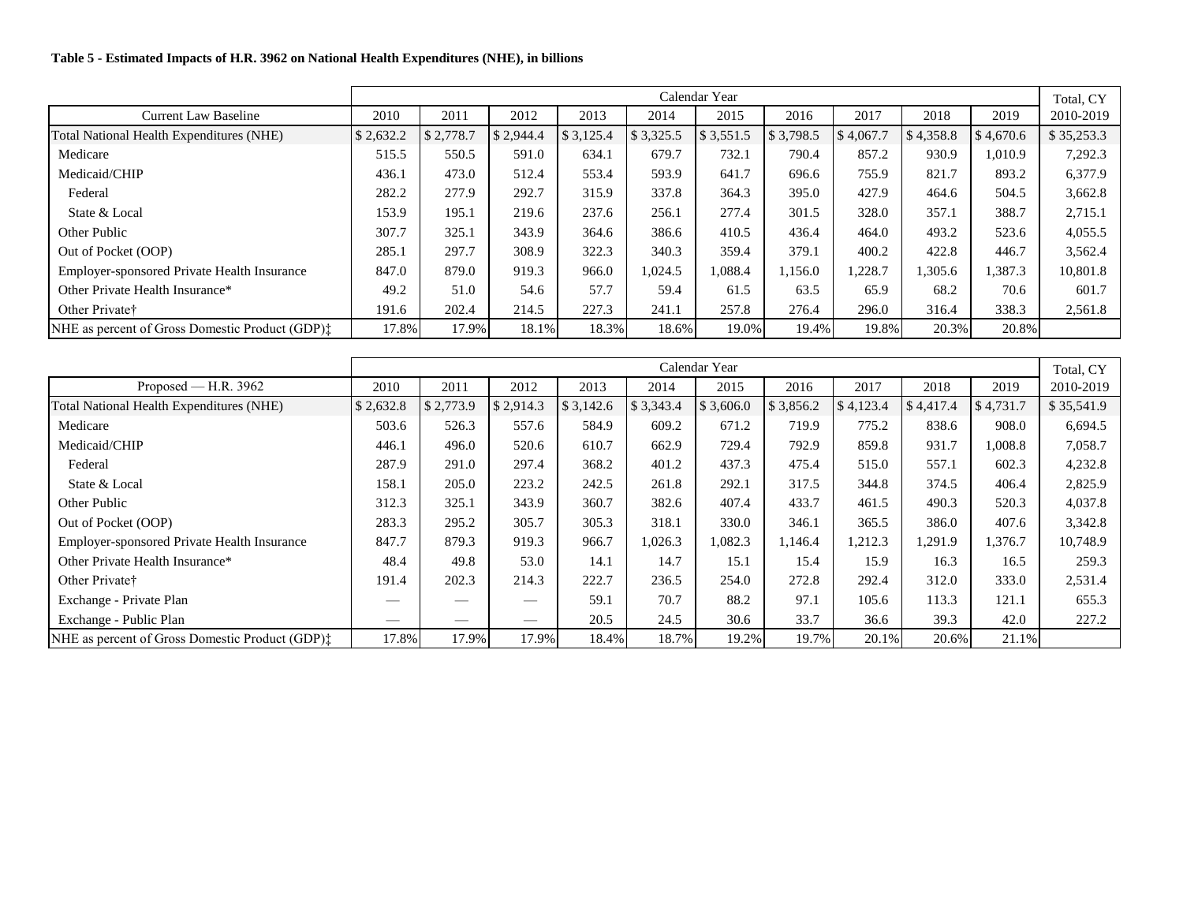**Table 5 - Estimated Impacts of H.R. 3962 on National Health Expenditures (NHE), in billions**

| | Calendar Year | | | | | | | | | | Total, CY |
|---|---|---|---|---|---|---|---|---|---|---|---|
| Current Law Baseline | 2010 | 2011 | 2012 | 2013 | 2014 | 2015 | 2016 | 2017 | 2018 | 2019 | 2010-2019 |
| Total National Health Expenditures (NHE) | $ 2,632.2 | $ 2,778.7 | $ 2,944.4 | $ 3,125.4 | $ 3,325.5 | $ 3,551.5 | $ 3,798.5 | $ 4,067.7 | $ 4,358.8 | $ 4,670.6 | $ 35,253.3 |
| Medicare | 515.5 | 550.5 | 591.0 | 634.1 | 679.7 | 732.1 | 790.4 | 857.2 | 930.9 | 1,010.9 | 7,292.3 |
| Medicaid/CHIP | 436.1 | 473.0 | 512.4 | 553.4 | 593.9 | 641.7 | 696.6 | 755.9 | 821.7 | 893.2 | 6,377.9 |
| Federal | 282.2 | 277.9 | 292.7 | 315.9 | 337.8 | 364.3 | 395.0 | 427.9 | 464.6 | 504.5 | 3,662.8 |
| State & Local | 153.9 | 195.1 | 219.6 | 237.6 | 256.1 | 277.4 | 301.5 | 328.0 | 357.1 | 388.7 | 2,715.1 |
| Other Public | 307.7 | 325.1 | 343.9 | 364.6 | 386.6 | 410.5 | 436.4 | 464.0 | 493.2 | 523.6 | 4,055.5 |
| Out of Pocket (OOP) | 285.1 | 297.7 | 308.9 | 322.3 | 340.3 | 359.4 | 379.1 | 400.2 | 422.8 | 446.7 | 3,562.4 |
| Employer-sponsored Private Health Insurance | 847.0 | 879.0 | 919.3 | 966.0 | 1,024.5 | 1,088.4 | 1,156.0 | 1,228.7 | 1,305.6 | 1,387.3 | 10,801.8 |
| Other Private Health Insurance* | 49.2 | 51.0 | 54.6 | 57.7 | 59.4 | 61.5 | 63.5 | 65.9 | 68.2 | 70.6 | 601.7 |
| Other Private† | 191.6 | 202.4 | 214.5 | 227.3 | 241.1 | 257.8 | 276.4 | 296.0 | 316.4 | 338.3 | 2,561.8 |
| NHE as percent of Gross Domestic Product (GDP)‡ | 17.8% | 17.9% | 18.1% | 18.3% | 18.6% | 19.0% | 19.4% | 19.8% | 20.3% | 20.8% | |

| | Calendar Year | | | | | | | | | | Total, CY |
|---|---|---|---|---|---|---|---|---|---|---|---|
| Proposed — H.R. 3962 | 2010 | 2011 | 2012 | 2013 | 2014 | 2015 | 2016 | 2017 | 2018 | 2019 | 2010-2019 |
| Total National Health Expenditures (NHE) | $ 2,632.8 | $ 2,773.9 | $ 2,914.3 | $ 3,142.6 | $ 3,343.4 | $ 3,606.0 | $ 3,856.2 | $ 4,123.4 | $ 4,417.4 | $ 4,731.7 | $ 35,541.9 |
| Medicare | 503.6 | 526.3 | 557.6 | 584.9 | 609.2 | 671.2 | 719.9 | 775.2 | 838.6 | 908.0 | 6,694.5 |
| Medicaid/CHIP | 446.1 | 496.0 | 520.6 | 610.7 | 662.9 | 729.4 | 792.9 | 859.8 | 931.7 | 1,008.8 | 7,058.7 |
| Federal | 287.9 | 291.0 | 297.4 | 368.2 | 401.2 | 437.3 | 475.4 | 515.0 | 557.1 | 602.3 | 4,232.8 |
| State & Local | 158.1 | 205.0 | 223.2 | 242.5 | 261.8 | 292.1 | 317.5 | 344.8 | 374.5 | 406.4 | 2,825.9 |
| Other Public | 312.3 | 325.1 | 343.9 | 360.7 | 382.6 | 407.4 | 433.7 | 461.5 | 490.3 | 520.3 | 4,037.8 |
| Out of Pocket (OOP) | 283.3 | 295.2 | 305.7 | 305.3 | 318.1 | 330.0 | 346.1 | 365.5 | 386.0 | 407.6 | 3,342.8 |
| Employer-sponsored Private Health Insurance | 847.7 | 879.3 | 919.3 | 966.7 | 1,026.3 | 1,082.3 | 1,146.4 | 1,212.3 | 1,291.9 | 1,376.7 | 10,748.9 |
| Other Private Health Insurance* | 48.4 | 49.8 | 53.0 | 14.1 | 14.7 | 15.1 | 15.4 | 15.9 | 16.3 | 16.5 | 259.3 |
| Other Private† | 191.4 | 202.3 | 214.3 | 222.7 | 236.5 | 254.0 | 272.8 | 292.4 | 312.0 | 333.0 | 2,531.4 |
| Exchange - Private Plan | — | — | — | 59.1 | 70.7 | 88.2 | 97.1 | 105.6 | 113.3 | 121.1 | 655.3 |
| Exchange - Public Plan | — | — | — | 20.5 | 24.5 | 30.6 | 33.7 | 36.6 | 39.3 | 42.0 | 227.2 |
| NHE as percent of Gross Domestic Product (GDP)‡ | 17.8% | 17.9% | 17.9% | 18.4% | 18.7% | 19.2% | 19.7% | 20.1% | 20.6% | 21.1% | |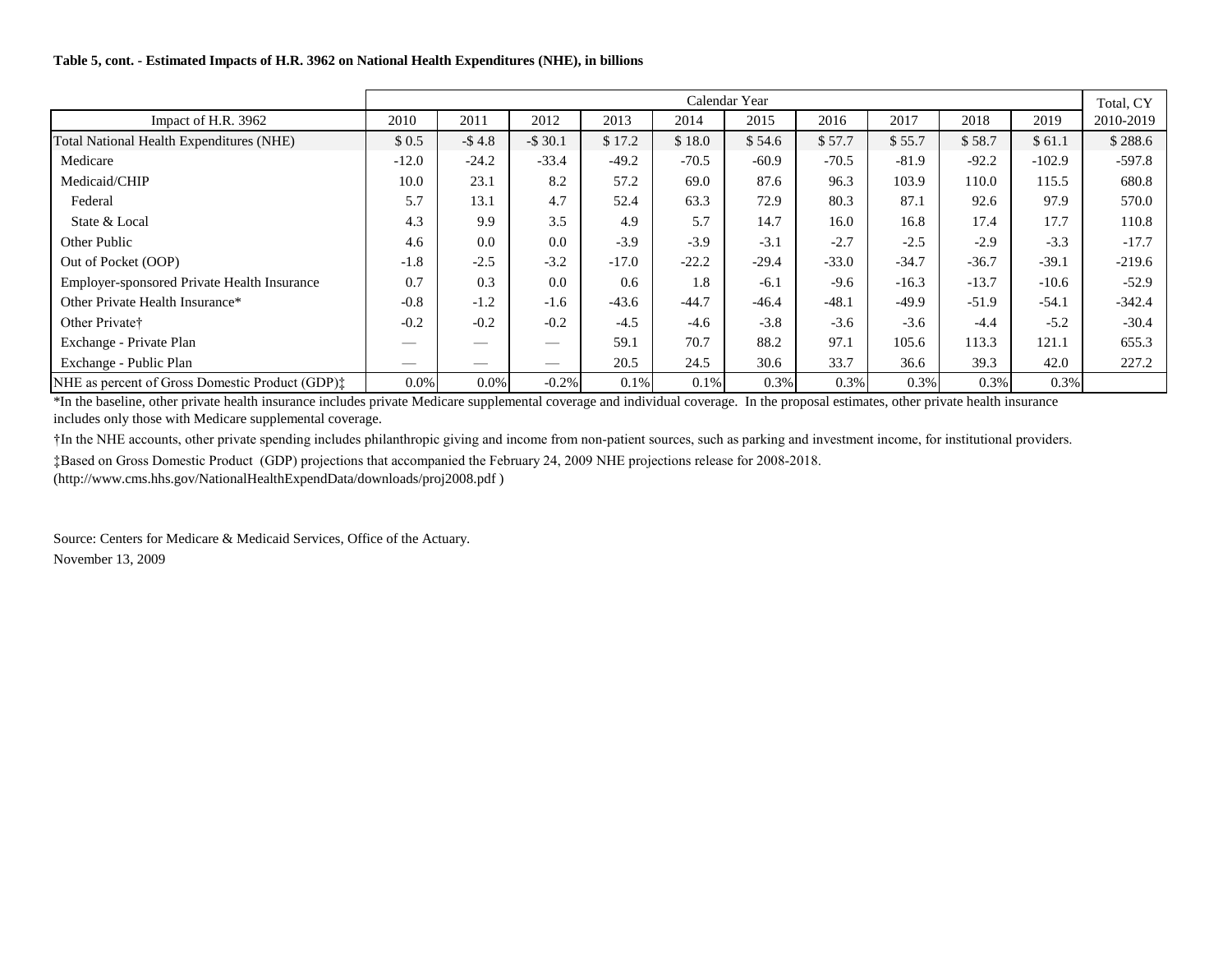**Table 5, cont. - Estimated Impacts of H.R. 3962 on National Health Expenditures (NHE), in billions**

| | Calendar Year | | | | | | | | | | Total, CY |
|---|---|---|---|---|---|---|---|---|---|---|---|
| Impact of H.R. 3962 | 2010 | 2011 | 2012 | 2013 | 2014 | 2015 | 2016 | 2017 | 2018 | 2019 | 2010-2019 |
| Total National Health Expenditures (NHE) | $ 0.5 | -$ 4.8 | -$ 30.1 | $ 17.2 | $ 18.0 | $ 54.6 | $ 57.7 | $ 55.7 | $ 58.7 | $ 61.1 | $ 288.6 |
| Medicare | -12.0 | -24.2 | -33.4 | -49.2 | -70.5 | -60.9 | -70.5 | -81.9 | -92.2 | -102.9 | -597.8 |
| Medicaid/CHIP | 10.0 | 23.1 | 8.2 | 57.2 | 69.0 | 87.6 | 96.3 | 103.9 | 110.0 | 115.5 | 680.8 |
| Federal | 5.7 | 13.1 | 4.7 | 52.4 | 63.3 | 72.9 | 80.3 | 87.1 | 92.6 | 97.9 | 570.0 |
| State & Local | 4.3 | 9.9 | 3.5 | 4.9 | 5.7 | 14.7 | 16.0 | 16.8 | 17.4 | 17.7 | 110.8 |
| Other Public | 4.6 | 0.0 | 0.0 | -3.9 | -3.9 | -3.1 | -2.7 | -2.5 | -2.9 | -3.3 | -17.7 |
| Out of Pocket (OOP) | -1.8 | -2.5 | -3.2 | -17.0 | -22.2 | -29.4 | -33.0 | -34.7 | -36.7 | -39.1 | -219.6 |
| Employer-sponsored Private Health Insurance | 0.7 | 0.3 | 0.0 | 0.6 | 1.8 | -6.1 | -9.6 | -16.3 | -13.7 | -10.6 | -52.9 |
| Other Private Health Insurance* | -0.8 | -1.2 | -1.6 | -43.6 | -44.7 | -46.4 | -48.1 | -49.9 | -51.9 | -54.1 | -342.4 |
| Other Private† | -0.2 | -0.2 | -0.2 | -4.5 | -4.6 | -3.8 | -3.6 | -3.6 | -4.4 | -5.2 | -30.4 |
| Exchange - Private Plan | — | — | — | 59.1 | 70.7 | 88.2 | 97.1 | 105.6 | 113.3 | 121.1 | 655.3 |
| Exchange - Public Plan | — | — | — | 20.5 | 24.5 | 30.6 | 33.7 | 36.6 | 39.3 | 42.0 | 227.2 |
| NHE as percent of Gross Domestic Product (GDP)‡ | 0.0% | 0.0% | -0.2% | 0.1% | 0.1% | 0.3% | 0.3% | 0.3% | 0.3% | 0.3% | |

*In the baseline, other private health insurance includes private Medicare supplemental coverage and individual coverage. In the proposal estimates, other private health insurance includes only those with Medicare supplemental coverage.

†In the NHE accounts, other private spending includes philanthropic giving and income from non-patient sources, such as parking and investment income, for institutional providers.

‡Based on Gross Domestic Product (GDP) projections that accompanied the February 24, 2009 NHE projections release for 2008-2018.
(http://www.cms.hhs.gov/NationalHealthExpendData/downloads/proj2008.pdf )

Source: Centers for Medicare & Medicaid Services, Office of the Actuary.
November 13, 2009